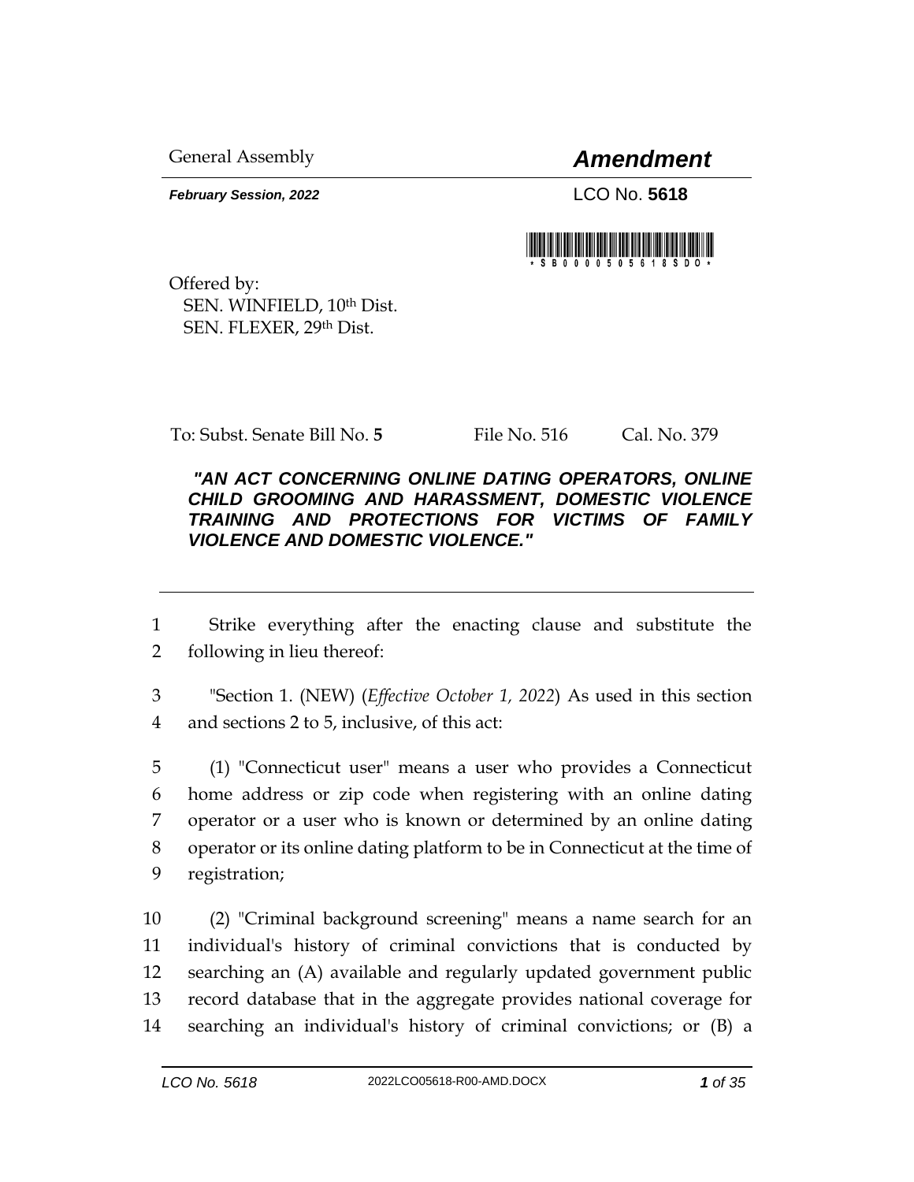General Assembly

# *Amendment*

***February Session, 2022*** LCO No. **5618**

\* S B 0 0 0 0 5 0 5 6 1 8 S D O \*

Offered by:
SEN. WINFIELD, 10th Dist.
SEN. FLEXER, 29th Dist.

To: Subst. Senate Bill No. **5** File No. 516 Cal. No. 379

***"AN ACT CONCERNING ONLINE DATING OPERATORS, ONLINE CHILD GROOMING AND HARASSMENT, DOMESTIC VIOLENCE TRAINING AND PROTECTIONS FOR VICTIMS OF FAMILY VIOLENCE AND DOMESTIC VIOLENCE."***

1 Strike everything after the enacting clause and substitute the
2 following in lieu thereof:

3 "Section 1. (NEW) (*Effective October 1, 2022*) As used in this section
4 and sections 2 to 5, inclusive, of this act:

5 (1) "Connecticut user" means a user who provides a Connecticut
6 home address or zip code when registering with an online dating
7 operator or a user who is known or determined by an online dating
8 operator or its online dating platform to be in Connecticut at the time of
9 registration;

10 (2) "Criminal background screening" means a name search for an
11 individual's history of criminal convictions that is conducted by
12 searching an (A) available and regularly updated government public
13 record database that in the aggregate provides national coverage for
14 searching an individual's history of criminal convictions; or (B) a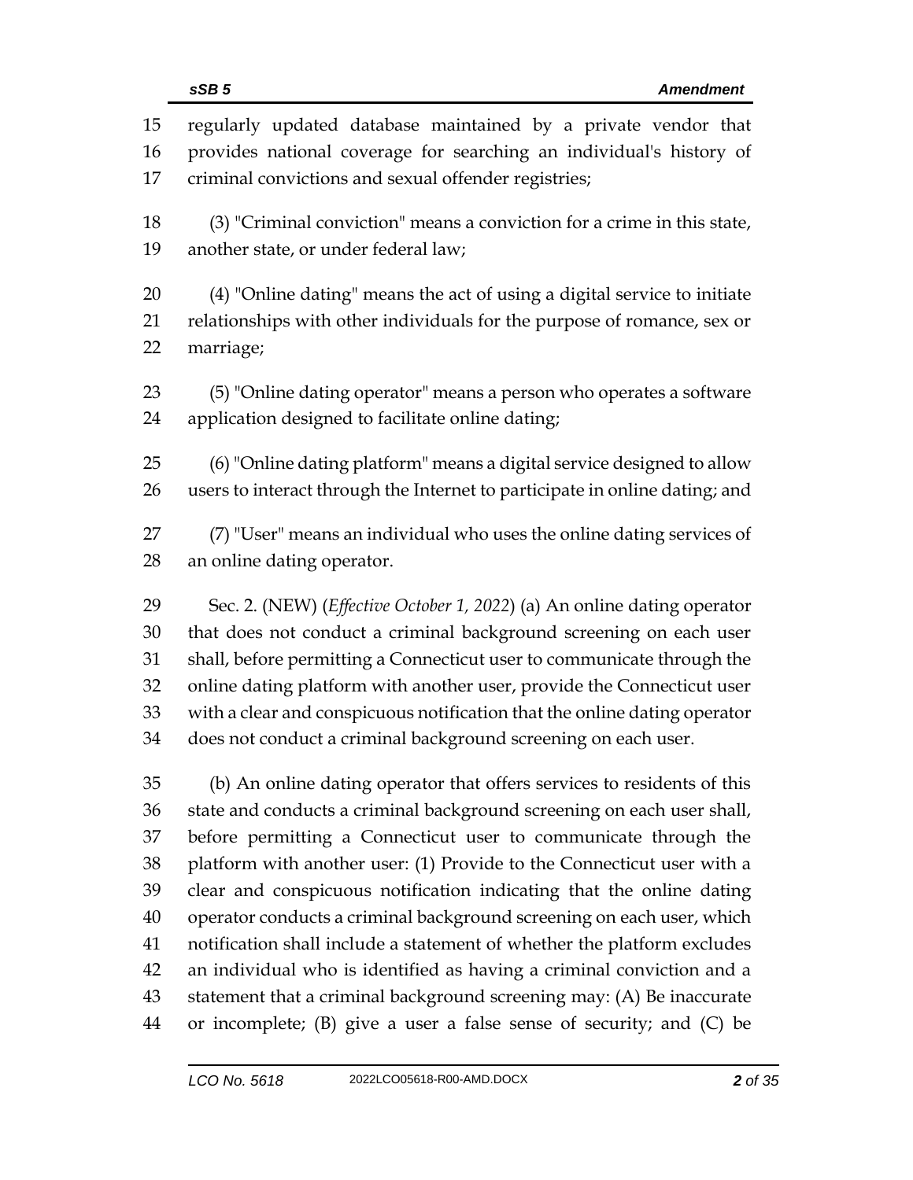regularly updated database maintained by a private vendor that provides national coverage for searching an individual's history of criminal convictions and sexual offender registries;

(3) "Criminal conviction" means a conviction for a crime in this state, another state, or under federal law;

(4) "Online dating" means the act of using a digital service to initiate relationships with other individuals for the purpose of romance, sex or marriage;

(5) "Online dating operator" means a person who operates a software application designed to facilitate online dating;

(6) "Online dating platform" means a digital service designed to allow users to interact through the Internet to participate in online dating; and

(7) "User" means an individual who uses the online dating services of an online dating operator.

Sec. 2. (NEW) (*Effective October 1, 2022*) (a) An online dating operator that does not conduct a criminal background screening on each user shall, before permitting a Connecticut user to communicate through the online dating platform with another user, provide the Connecticut user with a clear and conspicuous notification that the online dating operator does not conduct a criminal background screening on each user.

(b) An online dating operator that offers services to residents of this state and conducts a criminal background screening on each user shall, before permitting a Connecticut user to communicate through the platform with another user: (1) Provide to the Connecticut user with a clear and conspicuous notification indicating that the online dating operator conducts a criminal background screening on each user, which notification shall include a statement of whether the platform excludes an individual who is identified as having a criminal conviction and a statement that a criminal background screening may: (A) Be inaccurate or incomplete; (B) give a user a false sense of security; and (C) be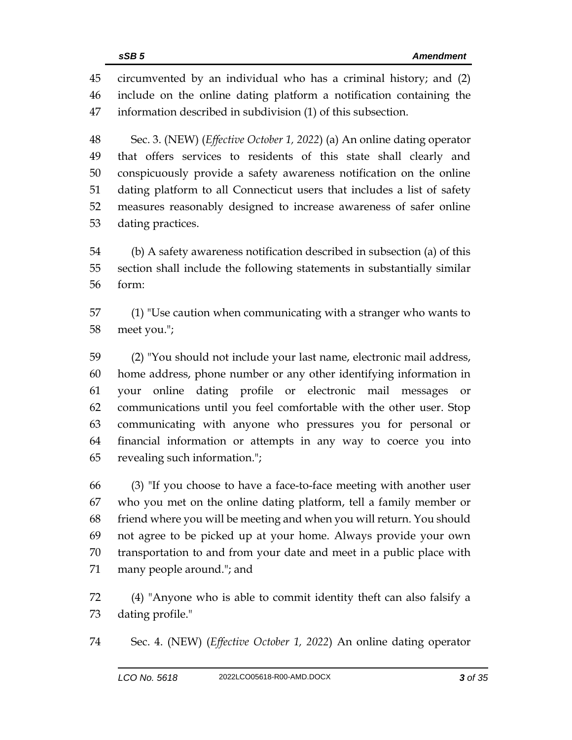circumvented by an individual who has a criminal history; and (2) include on the online dating platform a notification containing the information described in subdivision (1) of this subsection.

Sec. 3. (NEW) (*Effective October 1, 2022*) (a) An online dating operator that offers services to residents of this state shall clearly and conspicuously provide a safety awareness notification on the online dating platform to all Connecticut users that includes a list of safety measures reasonably designed to increase awareness of safer online dating practices.

(b) A safety awareness notification described in subsection (a) of this section shall include the following statements in substantially similar form:

(1) "Use caution when communicating with a stranger who wants to meet you.";

(2) "You should not include your last name, electronic mail address, home address, phone number or any other identifying information in your online dating profile or electronic mail messages or communications until you feel comfortable with the other user. Stop communicating with anyone who pressures you for personal or financial information or attempts in any way to coerce you into revealing such information.";

(3) "If you choose to have a face-to-face meeting with another user who you met on the online dating platform, tell a family member or friend where you will be meeting and when you will return. You should not agree to be picked up at your home. Always provide your own transportation to and from your date and meet in a public place with many people around."; and

(4) "Anyone who is able to commit identity theft can also falsify a dating profile."

Sec. 4. (NEW) (*Effective October 1, 2022*) An online dating operator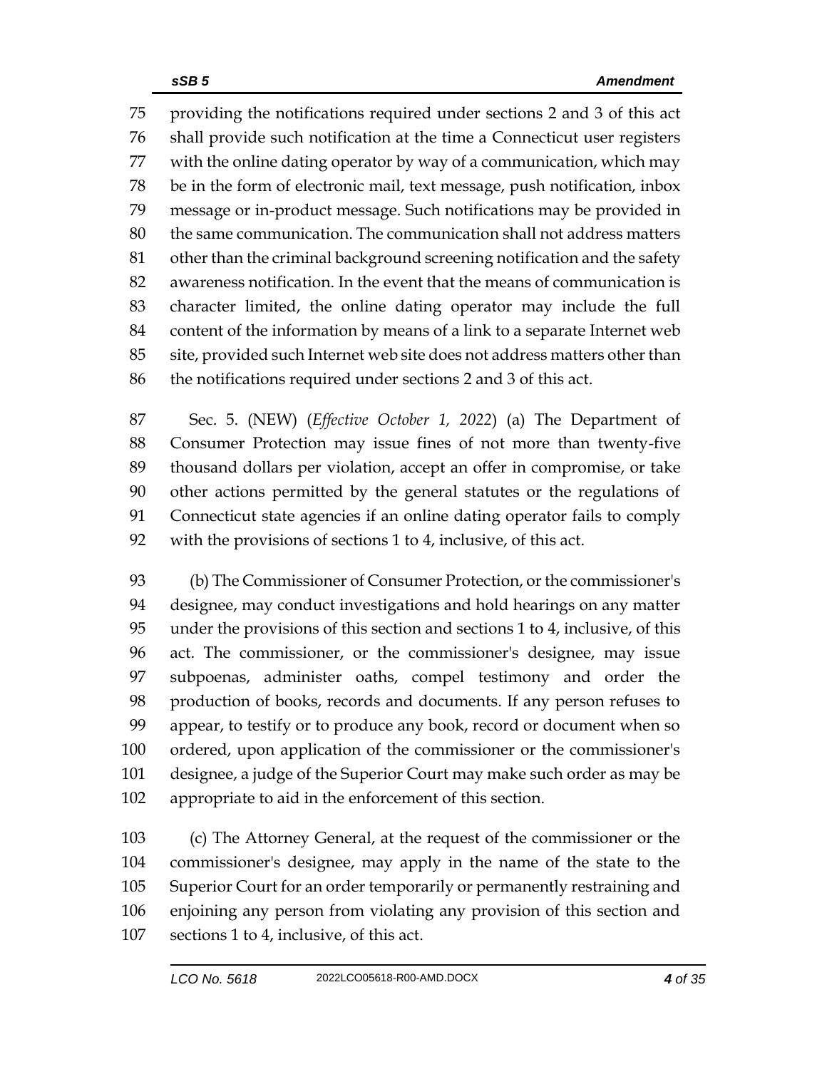providing the notifications required under sections 2 and 3 of this act shall provide such notification at the time a Connecticut user registers with the online dating operator by way of a communication, which may be in the form of electronic mail, text message, push notification, inbox message or in-product message. Such notifications may be provided in the same communication. The communication shall not address matters other than the criminal background screening notification and the safety awareness notification. In the event that the means of communication is character limited, the online dating operator may include the full content of the information by means of a link to a separate Internet web site, provided such Internet web site does not address matters other than the notifications required under sections 2 and 3 of this act.

Sec. 5. (NEW) (*Effective October 1, 2022*) (a) The Department of Consumer Protection may issue fines of not more than twenty-five thousand dollars per violation, accept an offer in compromise, or take other actions permitted by the general statutes or the regulations of Connecticut state agencies if an online dating operator fails to comply with the provisions of sections 1 to 4, inclusive, of this act.

(b) The Commissioner of Consumer Protection, or the commissioner's designee, may conduct investigations and hold hearings on any matter under the provisions of this section and sections 1 to 4, inclusive, of this act. The commissioner, or the commissioner's designee, may issue subpoenas, administer oaths, compel testimony and order the production of books, records and documents. If any person refuses to appear, to testify or to produce any book, record or document when so ordered, upon application of the commissioner or the commissioner's designee, a judge of the Superior Court may make such order as may be appropriate to aid in the enforcement of this section.

(c) The Attorney General, at the request of the commissioner or the commissioner's designee, may apply in the name of the state to the Superior Court for an order temporarily or permanently restraining and enjoining any person from violating any provision of this section and sections 1 to 4, inclusive, of this act.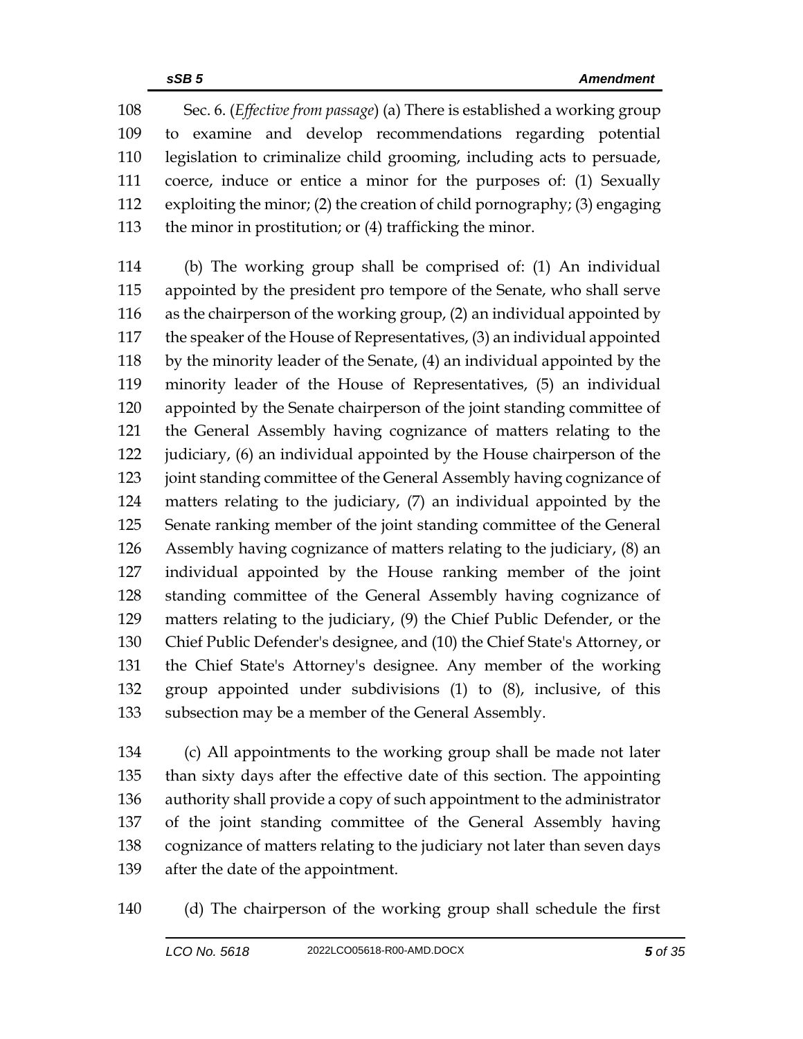Sec. 6. (*Effective from passage*) (a) There is established a working group to examine and develop recommendations regarding potential legislation to criminalize child grooming, including acts to persuade, coerce, induce or entice a minor for the purposes of: (1) Sexually exploiting the minor; (2) the creation of child pornography; (3) engaging the minor in prostitution; or (4) trafficking the minor.

(b) The working group shall be comprised of: (1) An individual appointed by the president pro tempore of the Senate, who shall serve as the chairperson of the working group, (2) an individual appointed by the speaker of the House of Representatives, (3) an individual appointed by the minority leader of the Senate, (4) an individual appointed by the minority leader of the House of Representatives, (5) an individual appointed by the Senate chairperson of the joint standing committee of the General Assembly having cognizance of matters relating to the judiciary, (6) an individual appointed by the House chairperson of the joint standing committee of the General Assembly having cognizance of matters relating to the judiciary, (7) an individual appointed by the Senate ranking member of the joint standing committee of the General Assembly having cognizance of matters relating to the judiciary, (8) an individual appointed by the House ranking member of the joint standing committee of the General Assembly having cognizance of matters relating to the judiciary, (9) the Chief Public Defender, or the Chief Public Defender's designee, and (10) the Chief State's Attorney, or the Chief State's Attorney's designee. Any member of the working group appointed under subdivisions (1) to (8), inclusive, of this subsection may be a member of the General Assembly.

(c) All appointments to the working group shall be made not later than sixty days after the effective date of this section. The appointing authority shall provide a copy of such appointment to the administrator of the joint standing committee of the General Assembly having cognizance of matters relating to the judiciary not later than seven days after the date of the appointment.

(d) The chairperson of the working group shall schedule the first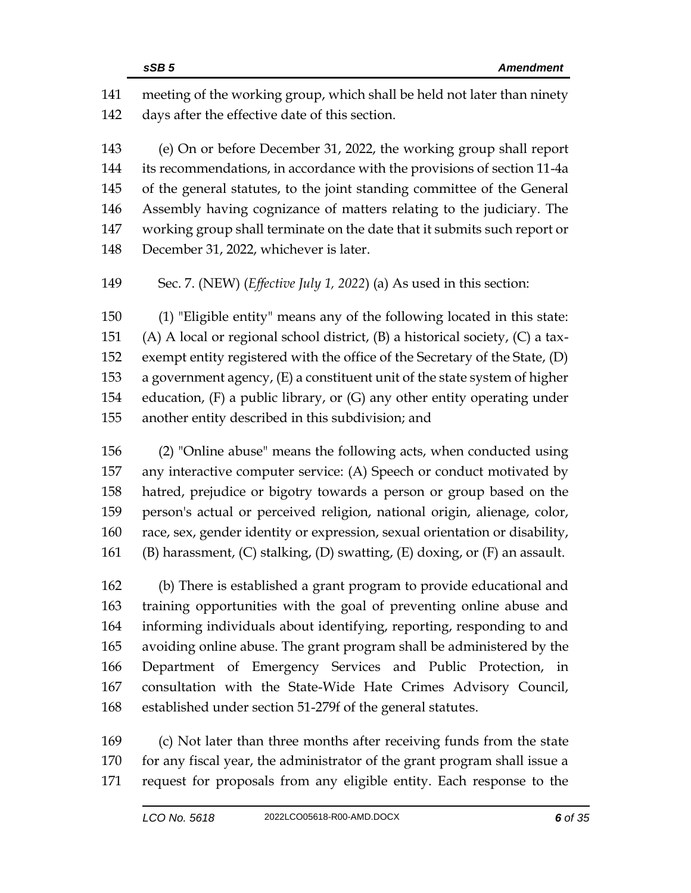meeting of the working group, which shall be held not later than ninety days after the effective date of this section.

(e) On or before December 31, 2022, the working group shall report its recommendations, in accordance with the provisions of section 11-4a of the general statutes, to the joint standing committee of the General Assembly having cognizance of matters relating to the judiciary. The working group shall terminate on the date that it submits such report or December 31, 2022, whichever is later.

Sec. 7. (NEW) (*Effective July 1, 2022*) (a) As used in this section:

(1) "Eligible entity" means any of the following located in this state: (A) A local or regional school district, (B) a historical society, (C) a tax-exempt entity registered with the office of the Secretary of the State, (D) a government agency, (E) a constituent unit of the state system of higher education, (F) a public library, or (G) any other entity operating under another entity described in this subdivision; and

(2) "Online abuse" means the following acts, when conducted using any interactive computer service: (A) Speech or conduct motivated by hatred, prejudice or bigotry towards a person or group based on the person's actual or perceived religion, national origin, alienage, color, race, sex, gender identity or expression, sexual orientation or disability, (B) harassment, (C) stalking, (D) swatting, (E) doxing, or (F) an assault.

(b) There is established a grant program to provide educational and training opportunities with the goal of preventing online abuse and informing individuals about identifying, reporting, responding to and avoiding online abuse. The grant program shall be administered by the Department of Emergency Services and Public Protection, in consultation with the State-Wide Hate Crimes Advisory Council, established under section 51-279f of the general statutes.

(c) Not later than three months after receiving funds from the state for any fiscal year, the administrator of the grant program shall issue a request for proposals from any eligible entity. Each response to the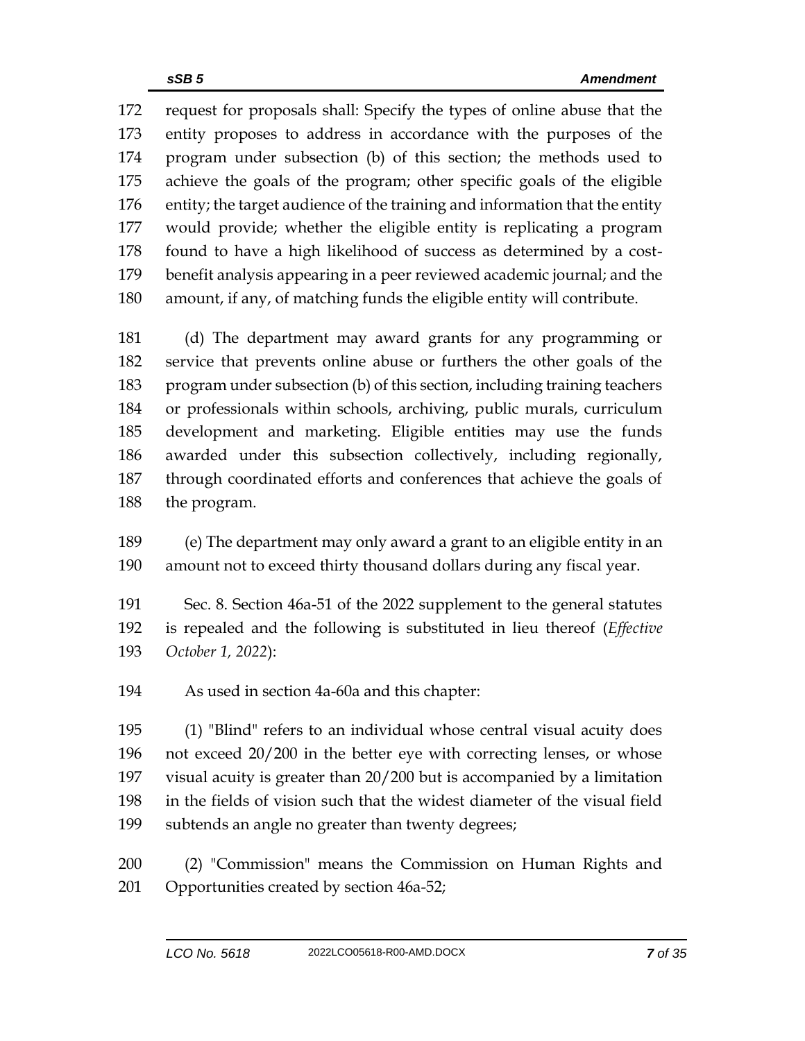request for proposals shall: Specify the types of online abuse that the entity proposes to address in accordance with the purposes of the program under subsection (b) of this section; the methods used to achieve the goals of the program; other specific goals of the eligible entity; the target audience of the training and information that the entity would provide; whether the eligible entity is replicating a program found to have a high likelihood of success as determined by a cost-benefit analysis appearing in a peer reviewed academic journal; and the amount, if any, of matching funds the eligible entity will contribute.

(d) The department may award grants for any programming or service that prevents online abuse or furthers the other goals of the program under subsection (b) of this section, including training teachers or professionals within schools, archiving, public murals, curriculum development and marketing. Eligible entities may use the funds awarded under this subsection collectively, including regionally, through coordinated efforts and conferences that achieve the goals of the program.

(e) The department may only award a grant to an eligible entity in an amount not to exceed thirty thousand dollars during any fiscal year.

Sec. 8. Section 46a-51 of the 2022 supplement to the general statutes is repealed and the following is substituted in lieu thereof (*Effective October 1, 2022*):

As used in section 4a-60a and this chapter:

(1) "Blind" refers to an individual whose central visual acuity does not exceed 20/200 in the better eye with correcting lenses, or whose visual acuity is greater than 20/200 but is accompanied by a limitation in the fields of vision such that the widest diameter of the visual field subtends an angle no greater than twenty degrees;

(2) "Commission" means the Commission on Human Rights and Opportunities created by section 46a-52;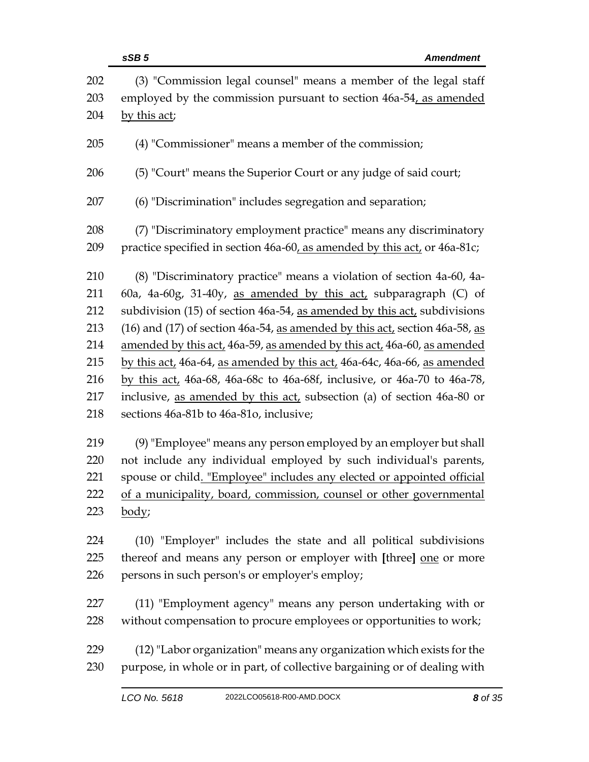(3) "Commission legal counsel" means a member of the legal staff employed by the commission pursuant to section 46a-54, as amended by this act;

(4) "Commissioner" means a member of the commission;

(5) "Court" means the Superior Court or any judge of said court;

(6) "Discrimination" includes segregation and separation;

(7) "Discriminatory employment practice" means any discriminatory practice specified in section 46a-60, as amended by this act, or 46a-81c;

(8) "Discriminatory practice" means a violation of section 4a-60, 4a-60a, 4a-60g, 31-40y, as amended by this act, subparagraph (C) of subdivision (15) of section 46a-54, as amended by this act, subdivisions (16) and (17) of section 46a-54, as amended by this act, section 46a-58, as amended by this act, 46a-59, as amended by this act, 46a-60, as amended by this act, 46a-64, as amended by this act, 46a-64c, 46a-66, as amended by this act, 46a-68, 46a-68c to 46a-68f, inclusive, or 46a-70 to 46a-78, inclusive, as amended by this act, subsection (a) of section 46a-80 or sections 46a-81b to 46a-81o, inclusive;

(9) "Employee" means any person employed by an employer but shall not include any individual employed by such individual's parents, spouse or child. "Employee" includes any elected or appointed official of a municipality, board, commission, counsel or other governmental body;

(10) "Employer" includes the state and all political subdivisions thereof and means any person or employer with [three] one or more persons in such person's or employer's employ;

(11) "Employment agency" means any person undertaking with or without compensation to procure employees or opportunities to work;

(12) "Labor organization" means any organization which exists for the purpose, in whole or in part, of collective bargaining or of dealing with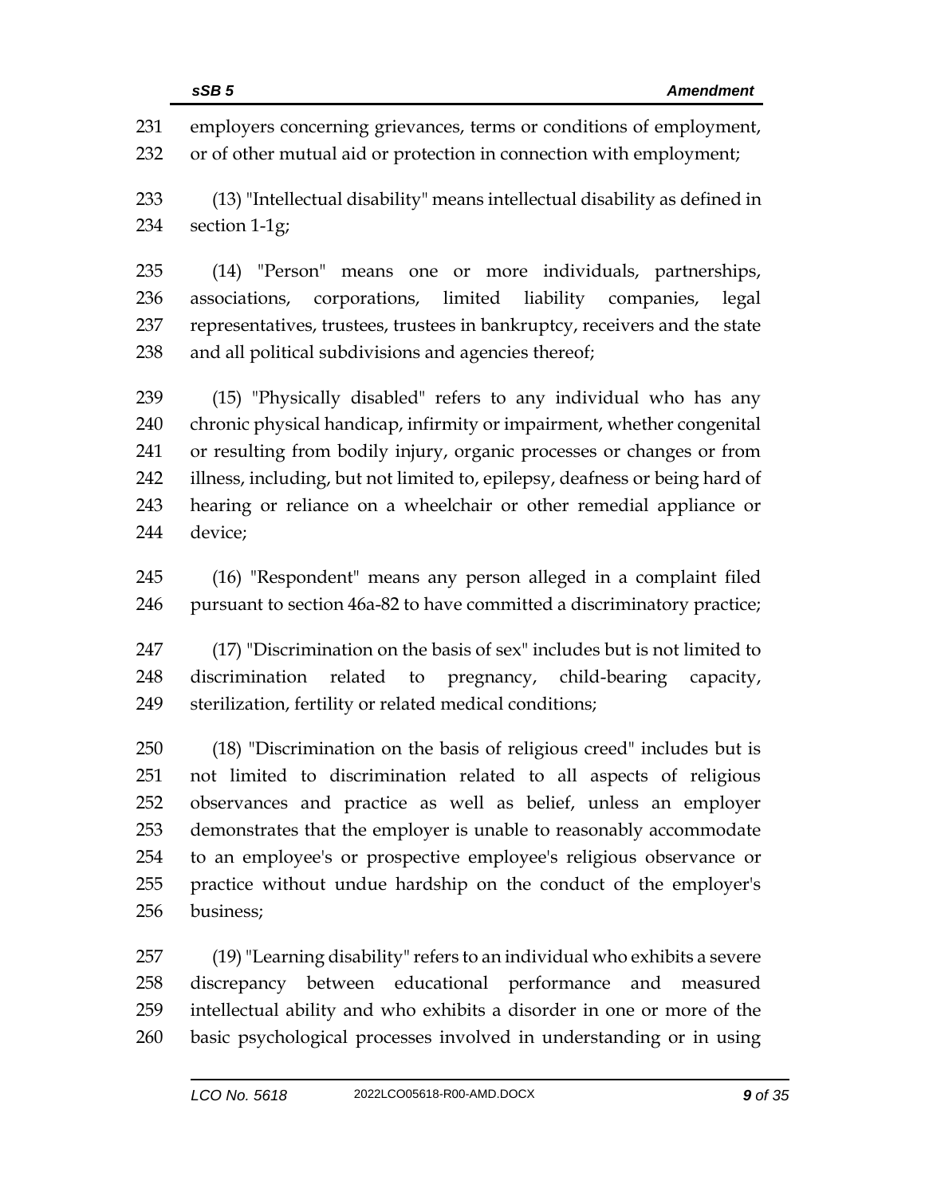employers concerning grievances, terms or conditions of employment, or of other mutual aid or protection in connection with employment;

(13) "Intellectual disability" means intellectual disability as defined in section 1-1g;

(14) "Person" means one or more individuals, partnerships, associations, corporations, limited liability companies, legal representatives, trustees, trustees in bankruptcy, receivers and the state and all political subdivisions and agencies thereof;

(15) "Physically disabled" refers to any individual who has any chronic physical handicap, infirmity or impairment, whether congenital or resulting from bodily injury, organic processes or changes or from illness, including, but not limited to, epilepsy, deafness or being hard of hearing or reliance on a wheelchair or other remedial appliance or device;

(16) "Respondent" means any person alleged in a complaint filed pursuant to section 46a-82 to have committed a discriminatory practice;

(17) "Discrimination on the basis of sex" includes but is not limited to discrimination related to pregnancy, child-bearing capacity, sterilization, fertility or related medical conditions;

(18) "Discrimination on the basis of religious creed" includes but is not limited to discrimination related to all aspects of religious observances and practice as well as belief, unless an employer demonstrates that the employer is unable to reasonably accommodate to an employee's or prospective employee's religious observance or practice without undue hardship on the conduct of the employer's business;

(19) "Learning disability" refers to an individual who exhibits a severe discrepancy between educational performance and measured intellectual ability and who exhibits a disorder in one or more of the basic psychological processes involved in understanding or in using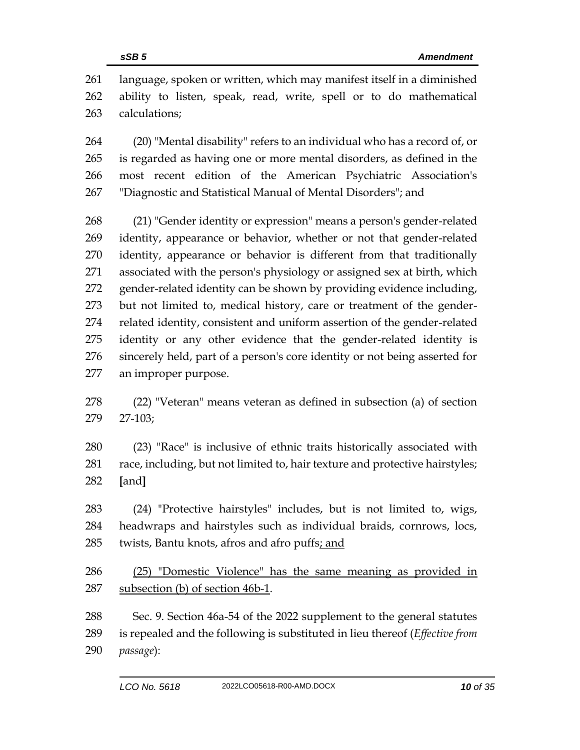language, spoken or written, which may manifest itself in a diminished ability to listen, speak, read, write, spell or to do mathematical calculations;

(20) "Mental disability" refers to an individual who has a record of, or is regarded as having one or more mental disorders, as defined in the most recent edition of the American Psychiatric Association's "Diagnostic and Statistical Manual of Mental Disorders"; and

(21) "Gender identity or expression" means a person's gender-related identity, appearance or behavior, whether or not that gender-related identity, appearance or behavior is different from that traditionally associated with the person's physiology or assigned sex at birth, which gender-related identity can be shown by providing evidence including, but not limited to, medical history, care or treatment of the gender-related identity, consistent and uniform assertion of the gender-related identity or any other evidence that the gender-related identity is sincerely held, part of a person's core identity or not being asserted for an improper purpose.

(22) "Veteran" means veteran as defined in subsection (a) of section 27-103;

(23) "Race" is inclusive of ethnic traits historically associated with race, including, but not limited to, hair texture and protective hairstyles; **[**and**]**

(24) "Protective hairstyles" includes, but is not limited to, wigs, headwraps and hairstyles such as individual braids, cornrows, locs, twists, Bantu knots, afros and afro puffs<u>; and</u>

<u>(25) "Domestic Violence" has the same meaning as provided in subsection (b) of section 46b-1</u>.

Sec. 9. Section 46a-54 of the 2022 supplement to the general statutes is repealed and the following is substituted in lieu thereof (*Effective from passage*):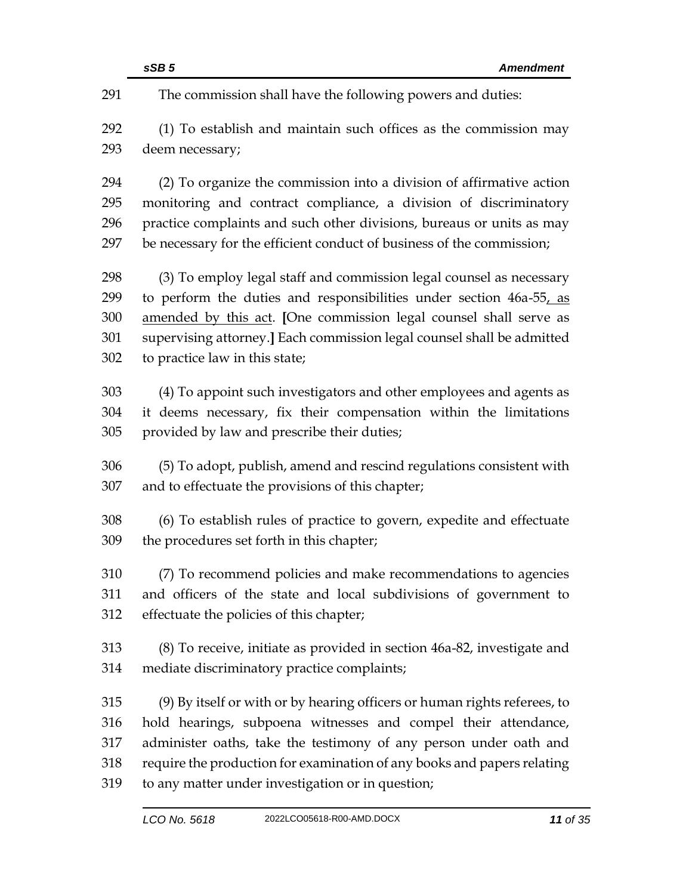The commission shall have the following powers and duties:

(1) To establish and maintain such offices as the commission may deem necessary;

(2) To organize the commission into a division of affirmative action monitoring and contract compliance, a division of discriminatory practice complaints and such other divisions, bureaus or units as may be necessary for the efficient conduct of business of the commission;

(3) To employ legal staff and commission legal counsel as necessary to perform the duties and responsibilities under section 46a-55, as amended by this act. [One commission legal counsel shall serve as supervising attorney.] Each commission legal counsel shall be admitted to practice law in this state;

(4) To appoint such investigators and other employees and agents as it deems necessary, fix their compensation within the limitations provided by law and prescribe their duties;

(5) To adopt, publish, amend and rescind regulations consistent with and to effectuate the provisions of this chapter;

(6) To establish rules of practice to govern, expedite and effectuate the procedures set forth in this chapter;

(7) To recommend policies and make recommendations to agencies and officers of the state and local subdivisions of government to effectuate the policies of this chapter;

(8) To receive, initiate as provided in section 46a-82, investigate and mediate discriminatory practice complaints;

(9) By itself or with or by hearing officers or human rights referees, to hold hearings, subpoena witnesses and compel their attendance, administer oaths, take the testimony of any person under oath and require the production for examination of any books and papers relating to any matter under investigation or in question;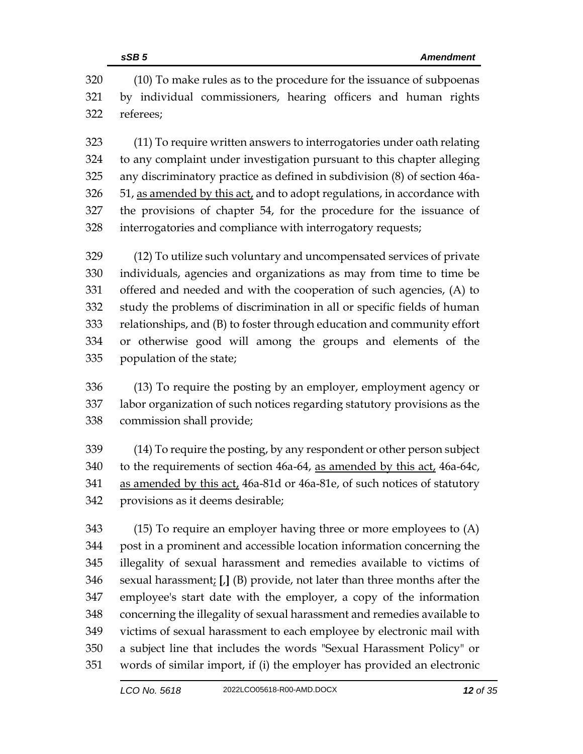(10) To make rules as to the procedure for the issuance of subpoenas by individual commissioners, hearing officers and human rights referees;

(11) To require written answers to interrogatories under oath relating to any complaint under investigation pursuant to this chapter alleging any discriminatory practice as defined in subdivision (8) of section 46a-51, <u>as amended by this act,</u> and to adopt regulations, in accordance with the provisions of chapter 54, for the procedure for the issuance of interrogatories and compliance with interrogatory requests;

(12) To utilize such voluntary and uncompensated services of private individuals, agencies and organizations as may from time to time be offered and needed and with the cooperation of such agencies, (A) to study the problems of discrimination in all or specific fields of human relationships, and (B) to foster through education and community effort or otherwise good will among the groups and elements of the population of the state;

(13) To require the posting by an employer, employment agency or labor organization of such notices regarding statutory provisions as the commission shall provide;

(14) To require the posting, by any respondent or other person subject to the requirements of section 46a-64, <u>as amended by this act,</u> 46a-64c, <u>as amended by this act,</u> 46a-81d or 46a-81e, of such notices of statutory provisions as it deems desirable;

(15) To require an employer having three or more employees to (A) post in a prominent and accessible location information concerning the illegality of sexual harassment and remedies available to victims of sexual harassment<u>;</u> **[**,**]** (B) provide, not later than three months after the employee's start date with the employer, a copy of the information concerning the illegality of sexual harassment and remedies available to victims of sexual harassment to each employee by electronic mail with a subject line that includes the words "Sexual Harassment Policy" or words of similar import, if (i) the employer has provided an electronic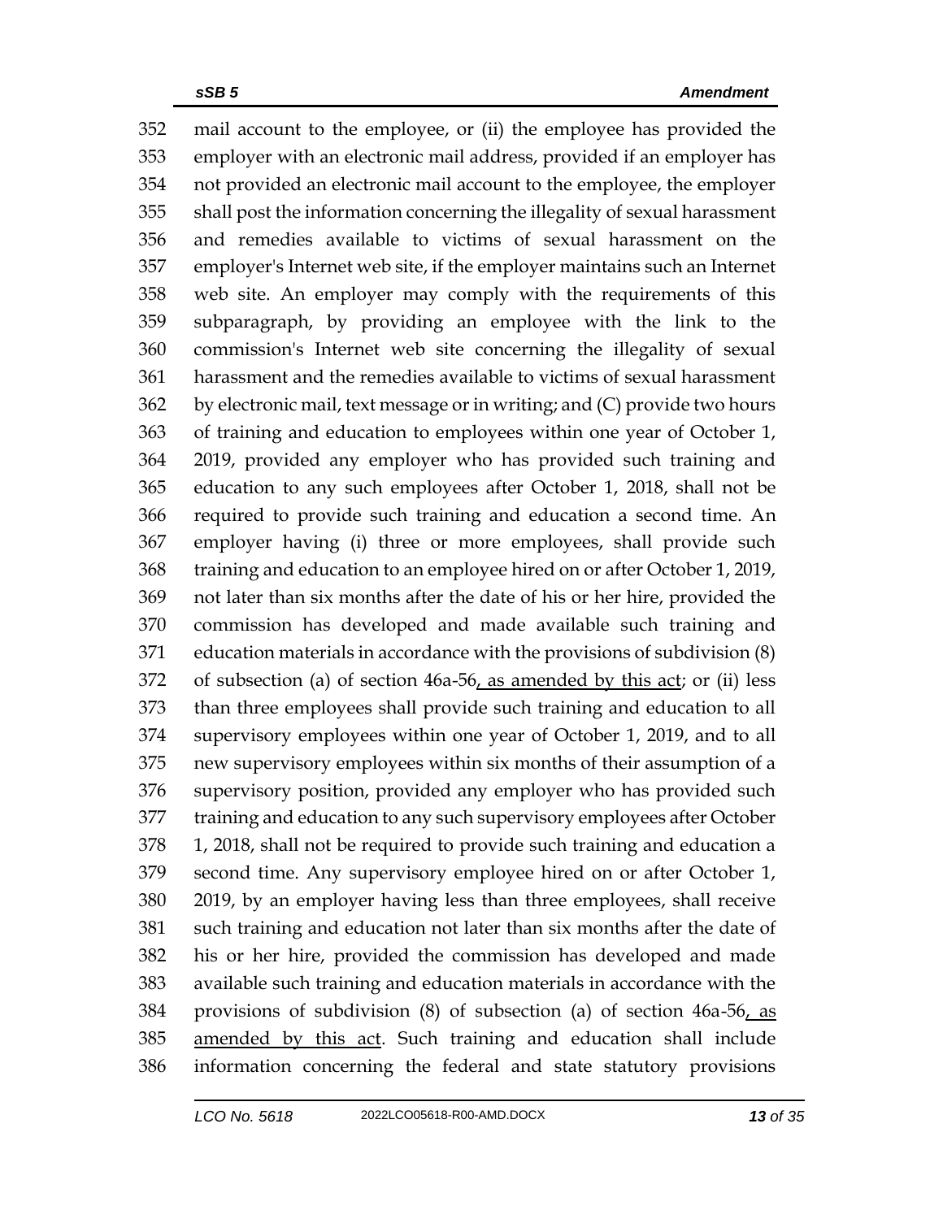352 mail account to the employee, or (ii) the employee has provided the
353 employer with an electronic mail address, provided if an employer has
354 not provided an electronic mail account to the employee, the employer
355 shall post the information concerning the illegality of sexual harassment
356 and remedies available to victims of sexual harassment on the
357 employer's Internet web site, if the employer maintains such an Internet
358 web site. An employer may comply with the requirements of this
359 subparagraph, by providing an employee with the link to the
360 commission's Internet web site concerning the illegality of sexual
361 harassment and the remedies available to victims of sexual harassment
362 by electronic mail, text message or in writing; and (C) provide two hours
363 of training and education to employees within one year of October 1,
364 2019, provided any employer who has provided such training and
365 education to any such employees after October 1, 2018, shall not be
366 required to provide such training and education a second time. An
367 employer having (i) three or more employees, shall provide such
368 training and education to an employee hired on or after October 1, 2019,
369 not later than six months after the date of his or her hire, provided the
370 commission has developed and made available such training and
371 education materials in accordance with the provisions of subdivision (8)
372 of subsection (a) of section 46a-56<u>, as amended by this act</u>; or (ii) less
373 than three employees shall provide such training and education to all
374 supervisory employees within one year of October 1, 2019, and to all
375 new supervisory employees within six months of their assumption of a
376 supervisory position, provided any employer who has provided such
377 training and education to any such supervisory employees after October
378 1, 2018, shall not be required to provide such training and education a
379 second time. Any supervisory employee hired on or after October 1,
380 2019, by an employer having less than three employees, shall receive
381 such training and education not later than six months after the date of
382 his or her hire, provided the commission has developed and made
383 available such training and education materials in accordance with the
384 provisions of subdivision (8) of subsection (a) of section 46a-56<u>, as</u>
385 <u>amended by this act</u>. Such training and education shall include
386 information concerning the federal and state statutory provisions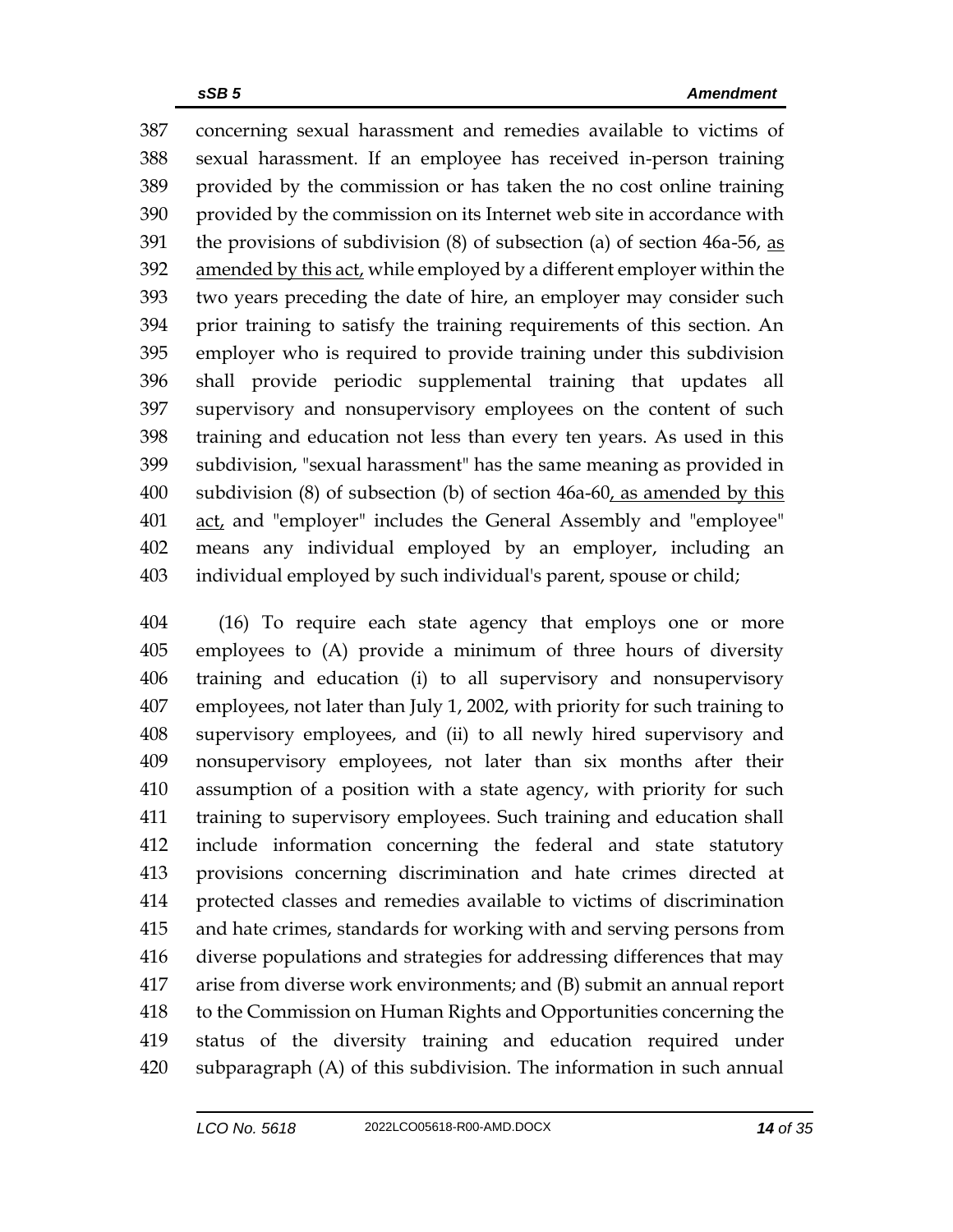387 concerning sexual harassment and remedies available to victims of
388 sexual harassment. If an employee has received in-person training
389 provided by the commission or has taken the no cost online training
390 provided by the commission on its Internet web site in accordance with
391 the provisions of subdivision (8) of subsection (a) of section 46a-56, <u>as</u>
392 <u>amended by this act,</u> while employed by a different employer within the
393 two years preceding the date of hire, an employer may consider such
394 prior training to satisfy the training requirements of this section. An
395 employer who is required to provide training under this subdivision
396 shall provide periodic supplemental training that updates all
397 supervisory and nonsupervisory employees on the content of such
398 training and education not less than every ten years. As used in this
399 subdivision, "sexual harassment" has the same meaning as provided in
400 subdivision (8) of subsection (b) of section 46a-60<u>, as amended by this</u>
401 <u>act,</u> and "employer" includes the General Assembly and "employee"
402 means any individual employed by an employer, including an
403 individual employed by such individual's parent, spouse or child;

404 (16) To require each state agency that employs one or more
405 employees to (A) provide a minimum of three hours of diversity
406 training and education (i) to all supervisory and nonsupervisory
407 employees, not later than July 1, 2002, with priority for such training to
408 supervisory employees, and (ii) to all newly hired supervisory and
409 nonsupervisory employees, not later than six months after their
410 assumption of a position with a state agency, with priority for such
411 training to supervisory employees. Such training and education shall
412 include information concerning the federal and state statutory
413 provisions concerning discrimination and hate crimes directed at
414 protected classes and remedies available to victims of discrimination
415 and hate crimes, standards for working with and serving persons from
416 diverse populations and strategies for addressing differences that may
417 arise from diverse work environments; and (B) submit an annual report
418 to the Commission on Human Rights and Opportunities concerning the
419 status of the diversity training and education required under
420 subparagraph (A) of this subdivision. The information in such annual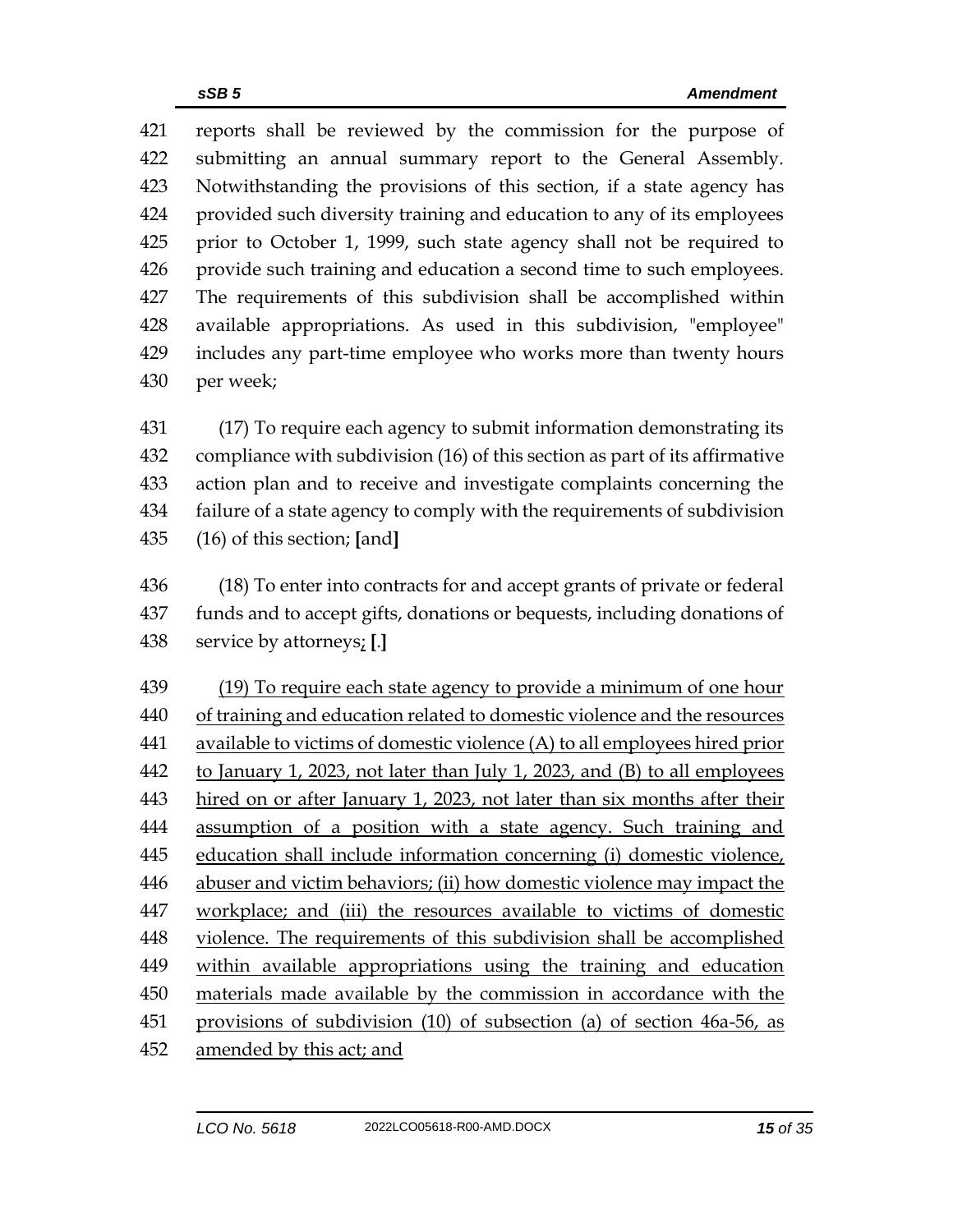reports shall be reviewed by the commission for the purpose of submitting an annual summary report to the General Assembly. Notwithstanding the provisions of this section, if a state agency has provided such diversity training and education to any of its employees prior to October 1, 1999, such state agency shall not be required to provide such training and education a second time to such employees. The requirements of this subdivision shall be accomplished within available appropriations. As used in this subdivision, "employee" includes any part-time employee who works more than twenty hours per week;

(17) To require each agency to submit information demonstrating its compliance with subdivision (16) of this section as part of its affirmative action plan and to receive and investigate complaints concerning the failure of a state agency to comply with the requirements of subdivision (16) of this section; **[**and**]**

(18) To enter into contracts for and accept grants of private or federal funds and to accept gifts, donations or bequests, including donations of service by attorneys<u>;</u> **[**.**]**

<u>(19) To require each state agency to provide a minimum of one hour of training and education related to domestic violence and the resources available to victims of domestic violence (A) to all employees hired prior to January 1, 2023, not later than July 1, 2023, and (B) to all employees hired on or after January 1, 2023, not later than six months after their assumption of a position with a state agency. Such training and education shall include information concerning (i) domestic violence, abuser and victim behaviors; (ii) how domestic violence may impact the workplace; and (iii) the resources available to victims of domestic violence. The requirements of this subdivision shall be accomplished within available appropriations using the training and education materials made available by the commission in accordance with the provisions of subdivision (10) of subsection (a) of section 46a-56, as amended by this act; and</u>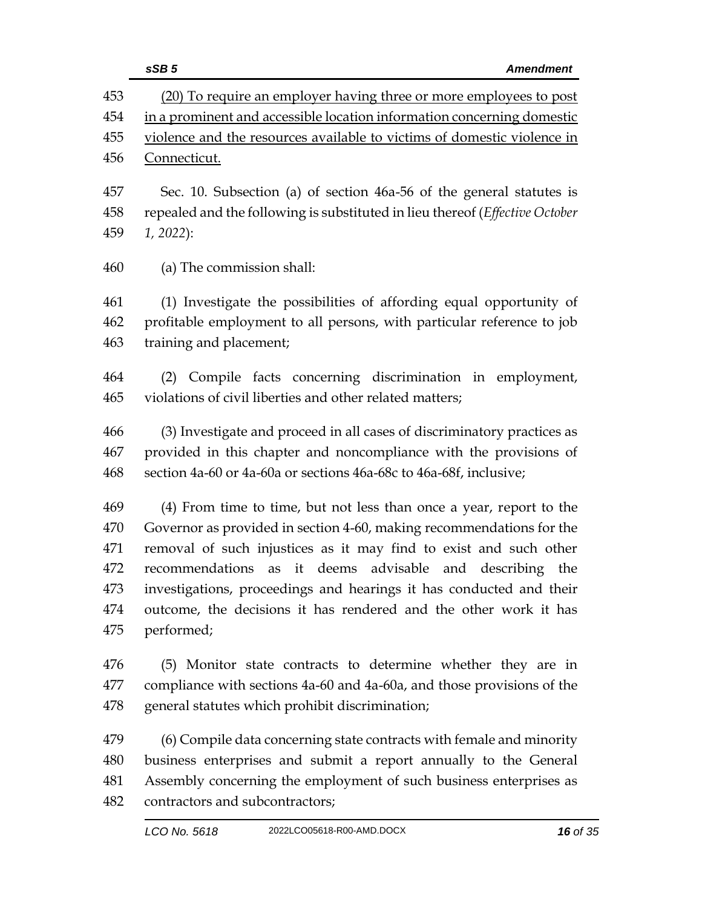(20) To require an employer having three or more employees to post in a prominent and accessible location information concerning domestic violence and the resources available to victims of domestic violence in Connecticut.

Sec. 10. Subsection (a) of section 46a-56 of the general statutes is repealed and the following is substituted in lieu thereof (*Effective October 1, 2022*):

(a) The commission shall:

(1) Investigate the possibilities of affording equal opportunity of profitable employment to all persons, with particular reference to job training and placement;

(2) Compile facts concerning discrimination in employment, violations of civil liberties and other related matters;

(3) Investigate and proceed in all cases of discriminatory practices as provided in this chapter and noncompliance with the provisions of section 4a-60 or 4a-60a or sections 46a-68c to 46a-68f, inclusive;

(4) From time to time, but not less than once a year, report to the Governor as provided in section 4-60, making recommendations for the removal of such injustices as it may find to exist and such other recommendations as it deems advisable and describing the investigations, proceedings and hearings it has conducted and their outcome, the decisions it has rendered and the other work it has performed;

(5) Monitor state contracts to determine whether they are in compliance with sections 4a-60 and 4a-60a, and those provisions of the general statutes which prohibit discrimination;

(6) Compile data concerning state contracts with female and minority business enterprises and submit a report annually to the General Assembly concerning the employment of such business enterprises as contractors and subcontractors;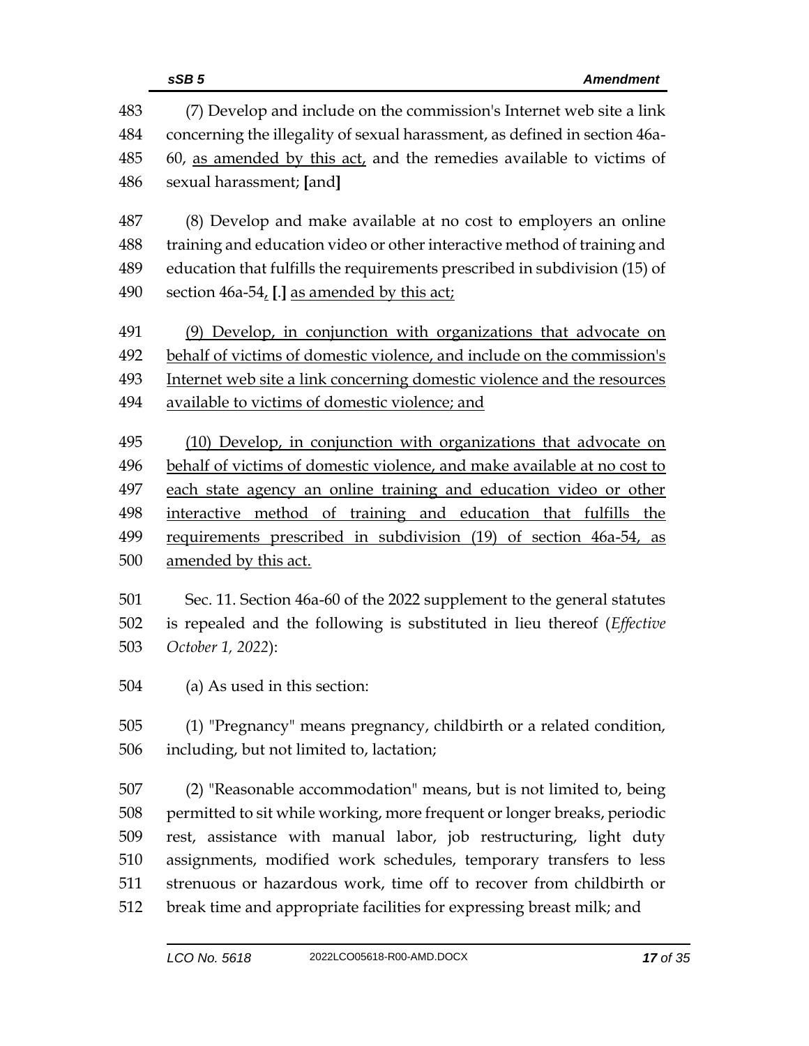483 (7) Develop and include on the commission's Internet web site a link
484 concerning the illegality of sexual harassment, as defined in section 46a-
485 60, as amended by this act, and the remedies available to victims of
486 sexual harassment; [and]

487 (8) Develop and make available at no cost to employers an online
488 training and education video or other interactive method of training and
489 education that fulfills the requirements prescribed in subdivision (15) of
490 section 46a-54, [.] as amended by this act;

491 (9) Develop, in conjunction with organizations that advocate on
492 behalf of victims of domestic violence, and include on the commission's
493 Internet web site a link concerning domestic violence and the resources
494 available to victims of domestic violence; and

495 (10) Develop, in conjunction with organizations that advocate on
496 behalf of victims of domestic violence, and make available at no cost to
497 each state agency an online training and education video or other
498 interactive method of training and education that fulfills the
499 requirements prescribed in subdivision (19) of section 46a-54, as
500 amended by this act.

501 Sec. 11. Section 46a-60 of the 2022 supplement to the general statutes
502 is repealed and the following is substituted in lieu thereof (*Effective*
503 *October 1, 2022*):

504 (a) As used in this section:

505 (1) "Pregnancy" means pregnancy, childbirth or a related condition,
506 including, but not limited to, lactation;

507 (2) "Reasonable accommodation" means, but is not limited to, being
508 permitted to sit while working, more frequent or longer breaks, periodic
509 rest, assistance with manual labor, job restructuring, light duty
510 assignments, modified work schedules, temporary transfers to less
511 strenuous or hazardous work, time off to recover from childbirth or
512 break time and appropriate facilities for expressing breast milk; and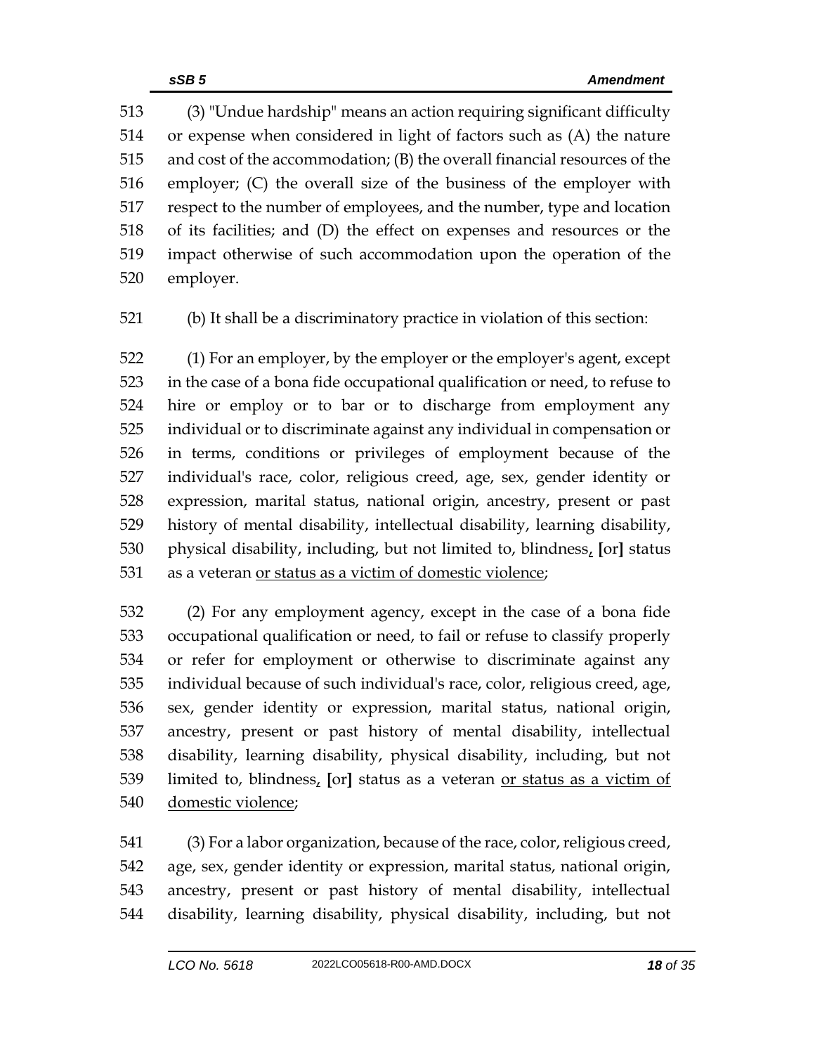(3) "Undue hardship" means an action requiring significant difficulty or expense when considered in light of factors such as (A) the nature and cost of the accommodation; (B) the overall financial resources of the employer; (C) the overall size of the business of the employer with respect to the number of employees, and the number, type and location of its facilities; and (D) the effect on expenses and resources or the impact otherwise of such accommodation upon the operation of the employer.

(b) It shall be a discriminatory practice in violation of this section:

(1) For an employer, by the employer or the employer's agent, except in the case of a bona fide occupational qualification or need, to refuse to hire or employ or to bar or to discharge from employment any individual or to discriminate against any individual in compensation or in terms, conditions or privileges of employment because of the individual's race, color, religious creed, age, sex, gender identity or expression, marital status, national origin, ancestry, present or past history of mental disability, intellectual disability, learning disability, physical disability, including, but not limited to, blindness<u>,</u> **[**or**]** status as a veteran <u>or status as a victim of domestic violence</u>;

(2) For any employment agency, except in the case of a bona fide occupational qualification or need, to fail or refuse to classify properly or refer for employment or otherwise to discriminate against any individual because of such individual's race, color, religious creed, age, sex, gender identity or expression, marital status, national origin, ancestry, present or past history of mental disability, intellectual disability, learning disability, physical disability, including, but not limited to, blindness<u>,</u> **[**or**]** status as a veteran <u>or status as a victim of domestic violence</u>;

(3) For a labor organization, because of the race, color, religious creed, age, sex, gender identity or expression, marital status, national origin, ancestry, present or past history of mental disability, intellectual disability, learning disability, physical disability, including, but not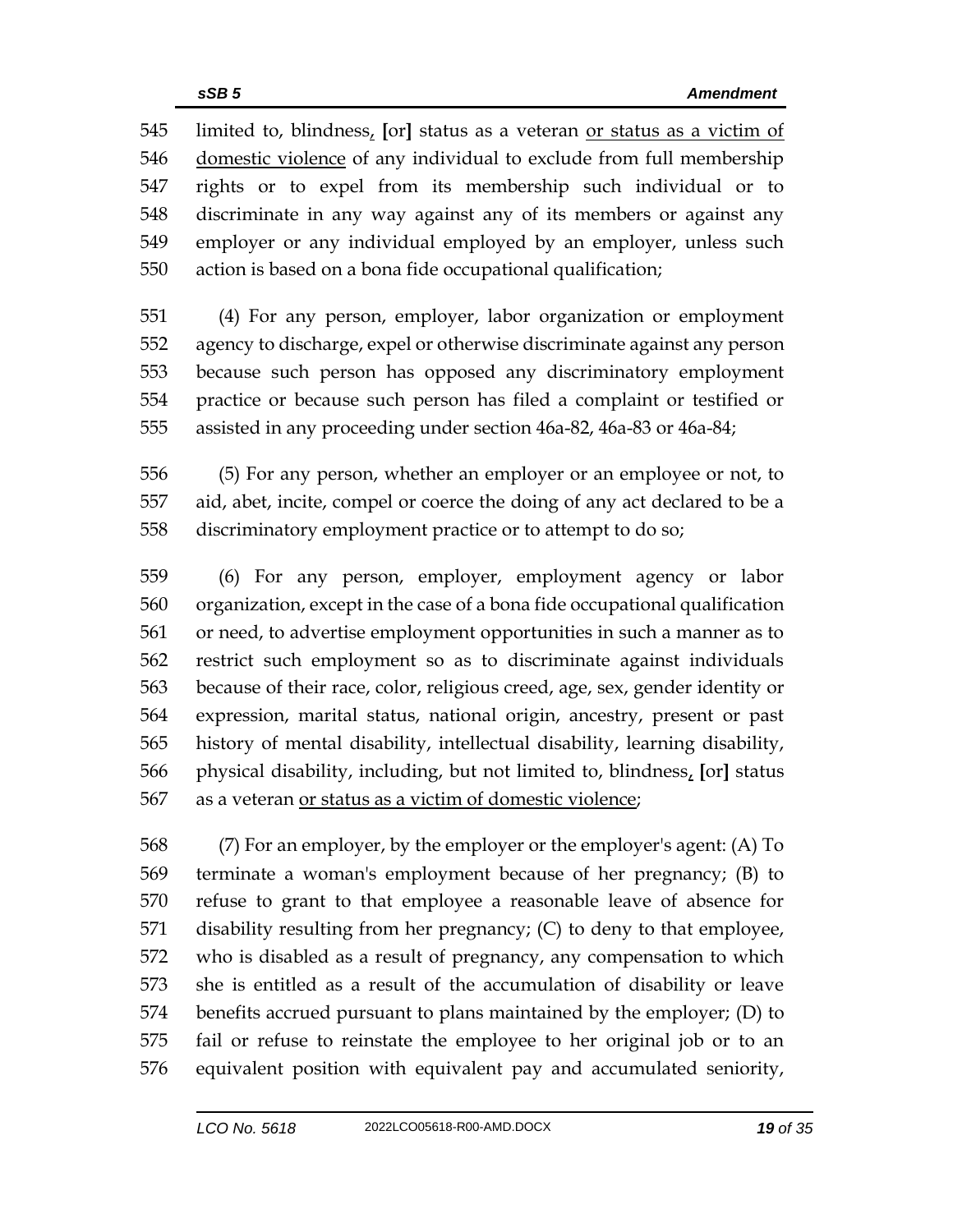545 limited to, blindness, [or] status as a veteran <u>or status as a victim of</u>
546 <u>domestic violence</u> of any individual to exclude from full membership
547 rights or to expel from its membership such individual or to
548 discriminate in any way against any of its members or against any
549 employer or any individual employed by an employer, unless such
550 action is based on a bona fide occupational qualification;

551 (4) For any person, employer, labor organization or employment
552 agency to discharge, expel or otherwise discriminate against any person
553 because such person has opposed any discriminatory employment
554 practice or because such person has filed a complaint or testified or
555 assisted in any proceeding under section 46a-82, 46a-83 or 46a-84;

556 (5) For any person, whether an employer or an employee or not, to
557 aid, abet, incite, compel or coerce the doing of any act declared to be a
558 discriminatory employment practice or to attempt to do so;

559 (6) For any person, employer, employment agency or labor
560 organization, except in the case of a bona fide occupational qualification
561 or need, to advertise employment opportunities in such a manner as to
562 restrict such employment so as to discriminate against individuals
563 because of their race, color, religious creed, age, sex, gender identity or
564 expression, marital status, national origin, ancestry, present or past
565 history of mental disability, intellectual disability, learning disability,
566 physical disability, including, but not limited to, blindness, [or] status
567 as a veteran <u>or status as a victim of domestic violence</u>;

568 (7) For an employer, by the employer or the employer's agent: (A) To
569 terminate a woman's employment because of her pregnancy; (B) to
570 refuse to grant to that employee a reasonable leave of absence for
571 disability resulting from her pregnancy; (C) to deny to that employee,
572 who is disabled as a result of pregnancy, any compensation to which
573 she is entitled as a result of the accumulation of disability or leave
574 benefits accrued pursuant to plans maintained by the employer; (D) to
575 fail or refuse to reinstate the employee to her original job or to an
576 equivalent position with equivalent pay and accumulated seniority,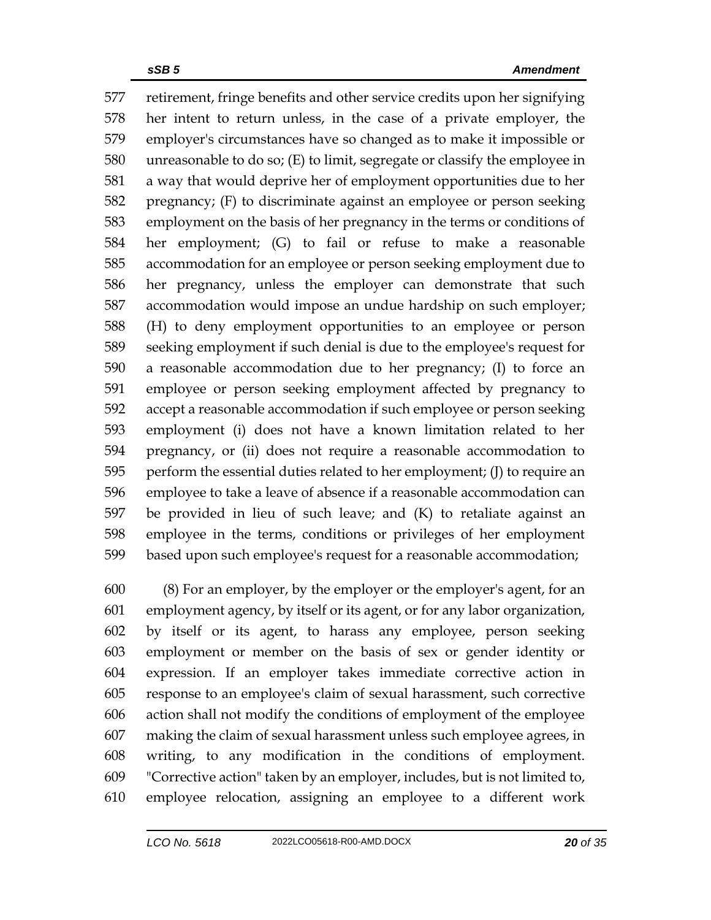retirement, fringe benefits and other service credits upon her signifying her intent to return unless, in the case of a private employer, the employer's circumstances have so changed as to make it impossible or unreasonable to do so; (E) to limit, segregate or classify the employee in a way that would deprive her of employment opportunities due to her pregnancy; (F) to discriminate against an employee or person seeking employment on the basis of her pregnancy in the terms or conditions of her employment; (G) to fail or refuse to make a reasonable accommodation for an employee or person seeking employment due to her pregnancy, unless the employer can demonstrate that such accommodation would impose an undue hardship on such employer; (H) to deny employment opportunities to an employee or person seeking employment if such denial is due to the employee's request for a reasonable accommodation due to her pregnancy; (I) to force an employee or person seeking employment affected by pregnancy to accept a reasonable accommodation if such employee or person seeking employment (i) does not have a known limitation related to her pregnancy, or (ii) does not require a reasonable accommodation to perform the essential duties related to her employment; (J) to require an employee to take a leave of absence if a reasonable accommodation can be provided in lieu of such leave; and (K) to retaliate against an employee in the terms, conditions or privileges of her employment based upon such employee's request for a reasonable accommodation;

(8) For an employer, by the employer or the employer's agent, for an employment agency, by itself or its agent, or for any labor organization, by itself or its agent, to harass any employee, person seeking employment or member on the basis of sex or gender identity or expression. If an employer takes immediate corrective action in response to an employee's claim of sexual harassment, such corrective action shall not modify the conditions of employment of the employee making the claim of sexual harassment unless such employee agrees, in writing, to any modification in the conditions of employment. "Corrective action" taken by an employer, includes, but is not limited to, employee relocation, assigning an employee to a different work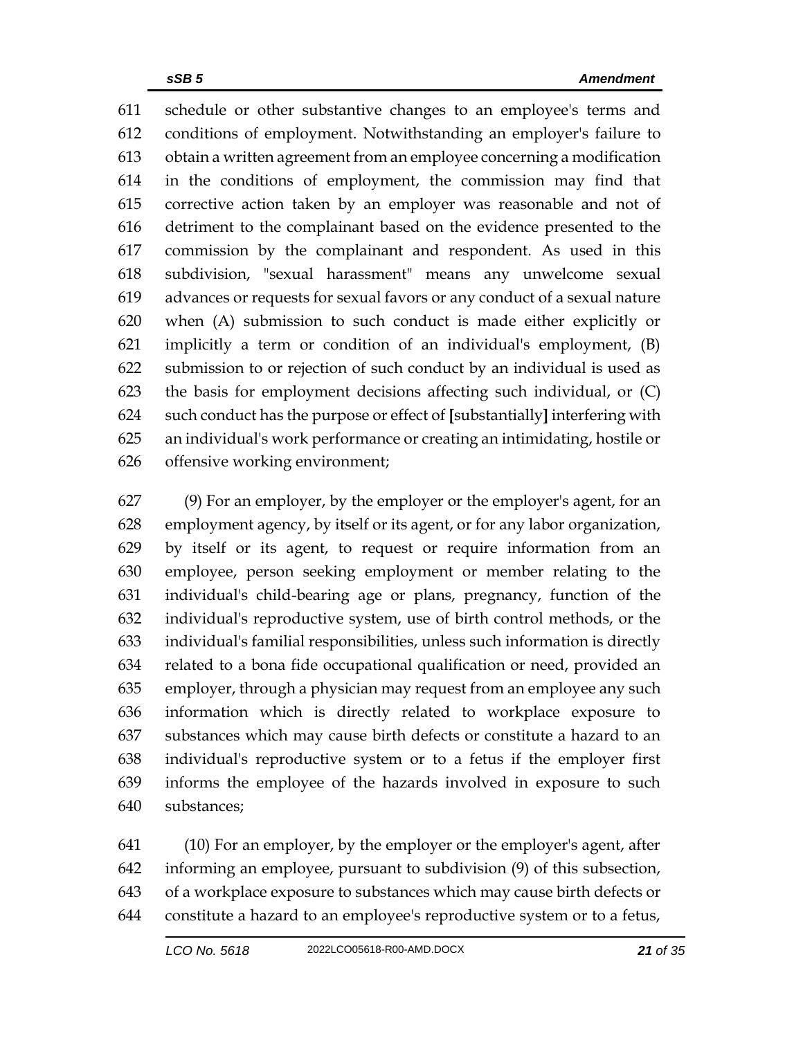611 schedule or other substantive changes to an employee's terms and
612 conditions of employment. Notwithstanding an employer's failure to
613 obtain a written agreement from an employee concerning a modification
614 in the conditions of employment, the commission may find that
615 corrective action taken by an employer was reasonable and not of
616 detriment to the complainant based on the evidence presented to the
617 commission by the complainant and respondent. As used in this
618 subdivision, "sexual harassment" means any unwelcome sexual
619 advances or requests for sexual favors or any conduct of a sexual nature
620 when (A) submission to such conduct is made either explicitly or
621 implicitly a term or condition of an individual's employment, (B)
622 submission to or rejection of such conduct by an individual is used as
623 the basis for employment decisions affecting such individual, or (C)
624 such conduct has the purpose or effect of **[**substantially**]** interfering with
625 an individual's work performance or creating an intimidating, hostile or
626 offensive working environment;

627 (9) For an employer, by the employer or the employer's agent, for an
628 employment agency, by itself or its agent, or for any labor organization,
629 by itself or its agent, to request or require information from an
630 employee, person seeking employment or member relating to the
631 individual's child-bearing age or plans, pregnancy, function of the
632 individual's reproductive system, use of birth control methods, or the
633 individual's familial responsibilities, unless such information is directly
634 related to a bona fide occupational qualification or need, provided an
635 employer, through a physician may request from an employee any such
636 information which is directly related to workplace exposure to
637 substances which may cause birth defects or constitute a hazard to an
638 individual's reproductive system or to a fetus if the employer first
639 informs the employee of the hazards involved in exposure to such
640 substances;

641 (10) For an employer, by the employer or the employer's agent, after
642 informing an employee, pursuant to subdivision (9) of this subsection,
643 of a workplace exposure to substances which may cause birth defects or
644 constitute a hazard to an employee's reproductive system or to a fetus,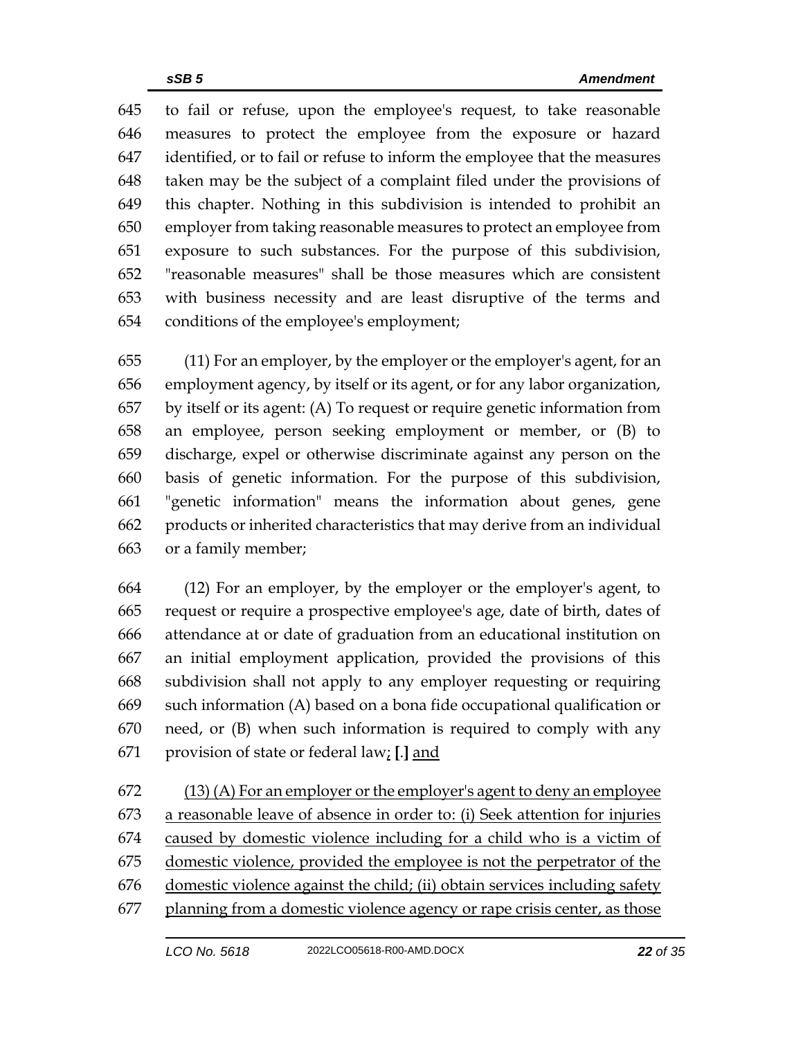645 to fail or refuse, upon the employee's request, to take reasonable
646 measures to protect the employee from the exposure or hazard
647 identified, or to fail or refuse to inform the employee that the measures
648 taken may be the subject of a complaint filed under the provisions of
649 this chapter. Nothing in this subdivision is intended to prohibit an
650 employer from taking reasonable measures to protect an employee from
651 exposure to such substances. For the purpose of this subdivision,
652 "reasonable measures" shall be those measures which are consistent
653 with business necessity and are least disruptive of the terms and
654 conditions of the employee's employment;

655 (11) For an employer, by the employer or the employer's agent, for an
656 employment agency, by itself or its agent, or for any labor organization,
657 by itself or its agent: (A) To request or require genetic information from
658 an employee, person seeking employment or member, or (B) to
659 discharge, expel or otherwise discriminate against any person on the
660 basis of genetic information. For the purpose of this subdivision,
661 "genetic information" means the information about genes, gene
662 products or inherited characteristics that may derive from an individual
663 or a family member;

664 (12) For an employer, by the employer or the employer's agent, to
665 request or require a prospective employee's age, date of birth, dates of
666 attendance at or date of graduation from an educational institution on
667 an initial employment application, provided the provisions of this
668 subdivision shall not apply to any employer requesting or requiring
669 such information (A) based on a bona fide occupational qualification or
670 need, or (B) when such information is required to comply with any
671 provision of state or federal law<u>;</u> **[**.**]** <u>and</u>

672 <u>(13) (A) For an employer or the employer's agent to deny an employee</u>
673 <u>a reasonable leave of absence in order to: (i) Seek attention for injuries</u>
674 <u>caused by domestic violence including for a child who is a victim of</u>
675 <u>domestic violence, provided the employee is not the perpetrator of the</u>
676 <u>domestic violence against the child; (ii) obtain services including safety</u>
677 <u>planning from a domestic violence agency or rape crisis center, as those</u>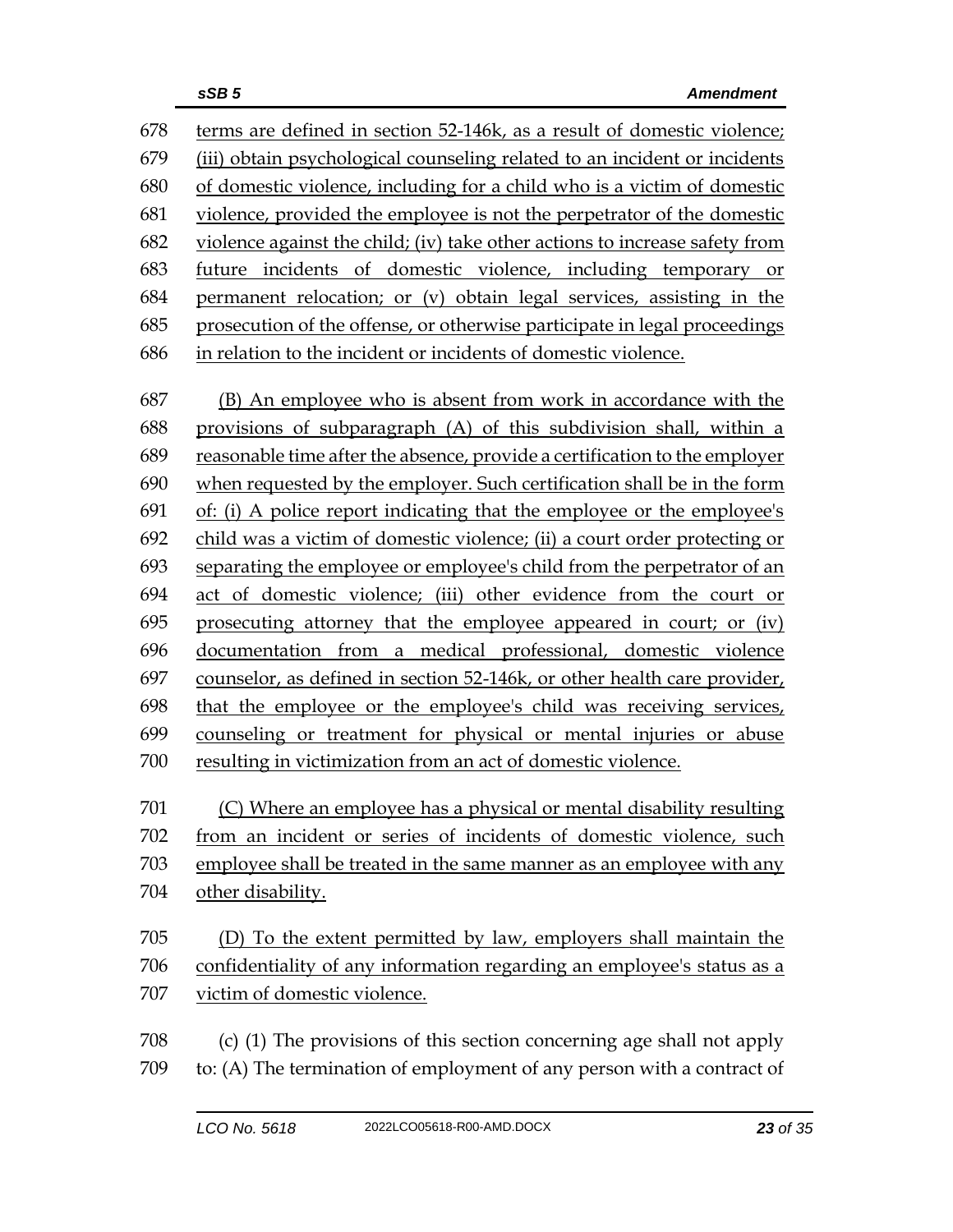terms are defined in section 52-146k, as a result of domestic violence; (iii) obtain psychological counseling related to an incident or incidents of domestic violence, including for a child who is a victim of domestic violence, provided the employee is not the perpetrator of the domestic violence against the child; (iv) take other actions to increase safety from future incidents of domestic violence, including temporary or permanent relocation; or (v) obtain legal services, assisting in the prosecution of the offense, or otherwise participate in legal proceedings in relation to the incident or incidents of domestic violence.

(B) An employee who is absent from work in accordance with the provisions of subparagraph (A) of this subdivision shall, within a reasonable time after the absence, provide a certification to the employer when requested by the employer. Such certification shall be in the form of: (i) A police report indicating that the employee or the employee's child was a victim of domestic violence; (ii) a court order protecting or separating the employee or employee's child from the perpetrator of an act of domestic violence; (iii) other evidence from the court or prosecuting attorney that the employee appeared in court; or (iv) documentation from a medical professional, domestic violence counselor, as defined in section 52-146k, or other health care provider, that the employee or the employee's child was receiving services, counseling or treatment for physical or mental injuries or abuse resulting in victimization from an act of domestic violence.

(C) Where an employee has a physical or mental disability resulting from an incident or series of incidents of domestic violence, such employee shall be treated in the same manner as an employee with any other disability.

(D) To the extent permitted by law, employers shall maintain the confidentiality of any information regarding an employee's status as a victim of domestic violence.

(c) (1) The provisions of this section concerning age shall not apply to: (A) The termination of employment of any person with a contract of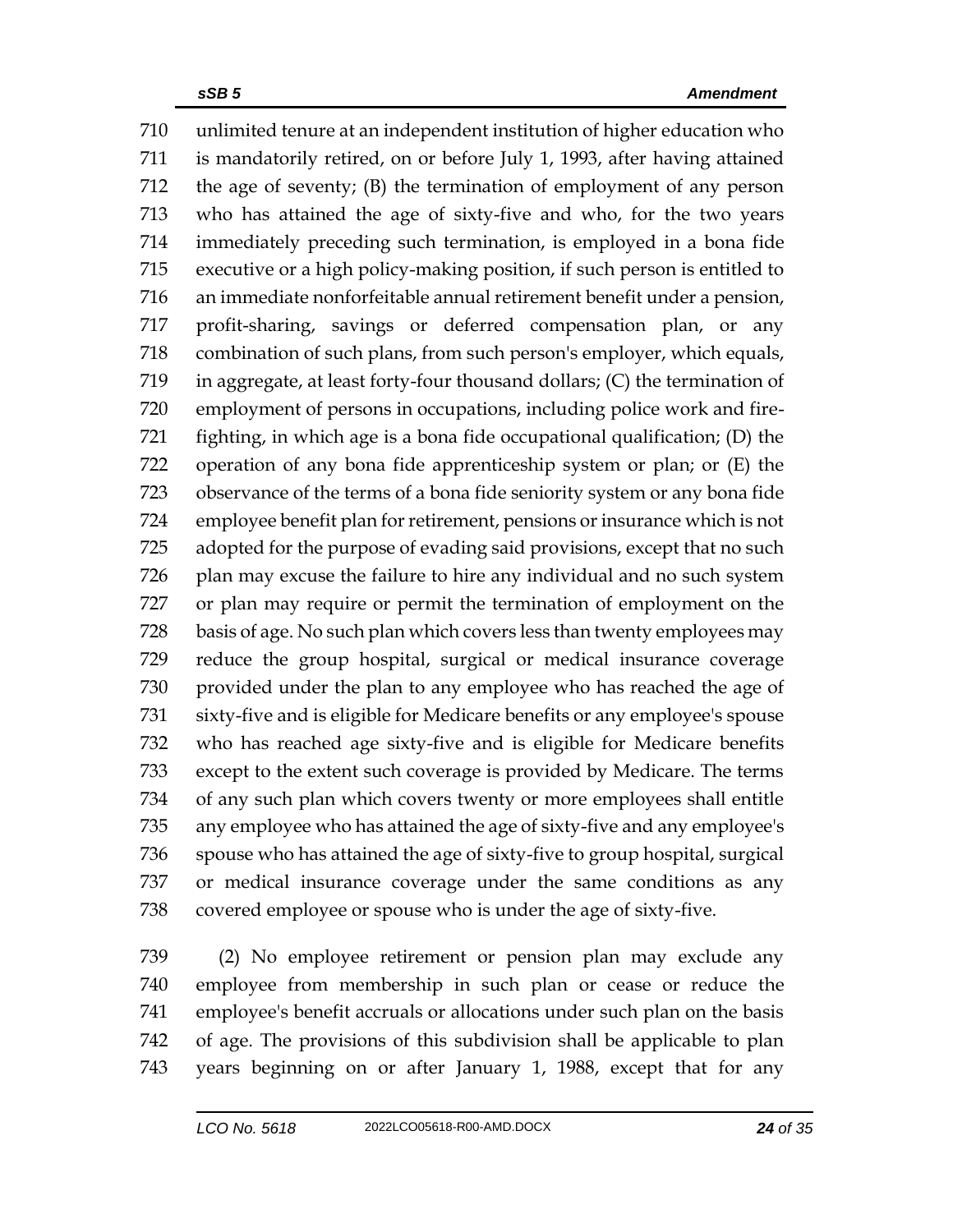unlimited tenure at an independent institution of higher education who is mandatorily retired, on or before July 1, 1993, after having attained the age of seventy; (B) the termination of employment of any person who has attained the age of sixty-five and who, for the two years immediately preceding such termination, is employed in a bona fide executive or a high policy-making position, if such person is entitled to an immediate nonforfeitable annual retirement benefit under a pension, profit-sharing, savings or deferred compensation plan, or any combination of such plans, from such person's employer, which equals, in aggregate, at least forty-four thousand dollars; (C) the termination of employment of persons in occupations, including police work and fire-fighting, in which age is a bona fide occupational qualification; (D) the operation of any bona fide apprenticeship system or plan; or (E) the observance of the terms of a bona fide seniority system or any bona fide employee benefit plan for retirement, pensions or insurance which is not adopted for the purpose of evading said provisions, except that no such plan may excuse the failure to hire any individual and no such system or plan may require or permit the termination of employment on the basis of age. No such plan which covers less than twenty employees may reduce the group hospital, surgical or medical insurance coverage provided under the plan to any employee who has reached the age of sixty-five and is eligible for Medicare benefits or any employee's spouse who has reached age sixty-five and is eligible for Medicare benefits except to the extent such coverage is provided by Medicare. The terms of any such plan which covers twenty or more employees shall entitle any employee who has attained the age of sixty-five and any employee's spouse who has attained the age of sixty-five to group hospital, surgical or medical insurance coverage under the same conditions as any covered employee or spouse who is under the age of sixty-five.

(2) No employee retirement or pension plan may exclude any employee from membership in such plan or cease or reduce the employee's benefit accruals or allocations under such plan on the basis of age. The provisions of this subdivision shall be applicable to plan years beginning on or after January 1, 1988, except that for any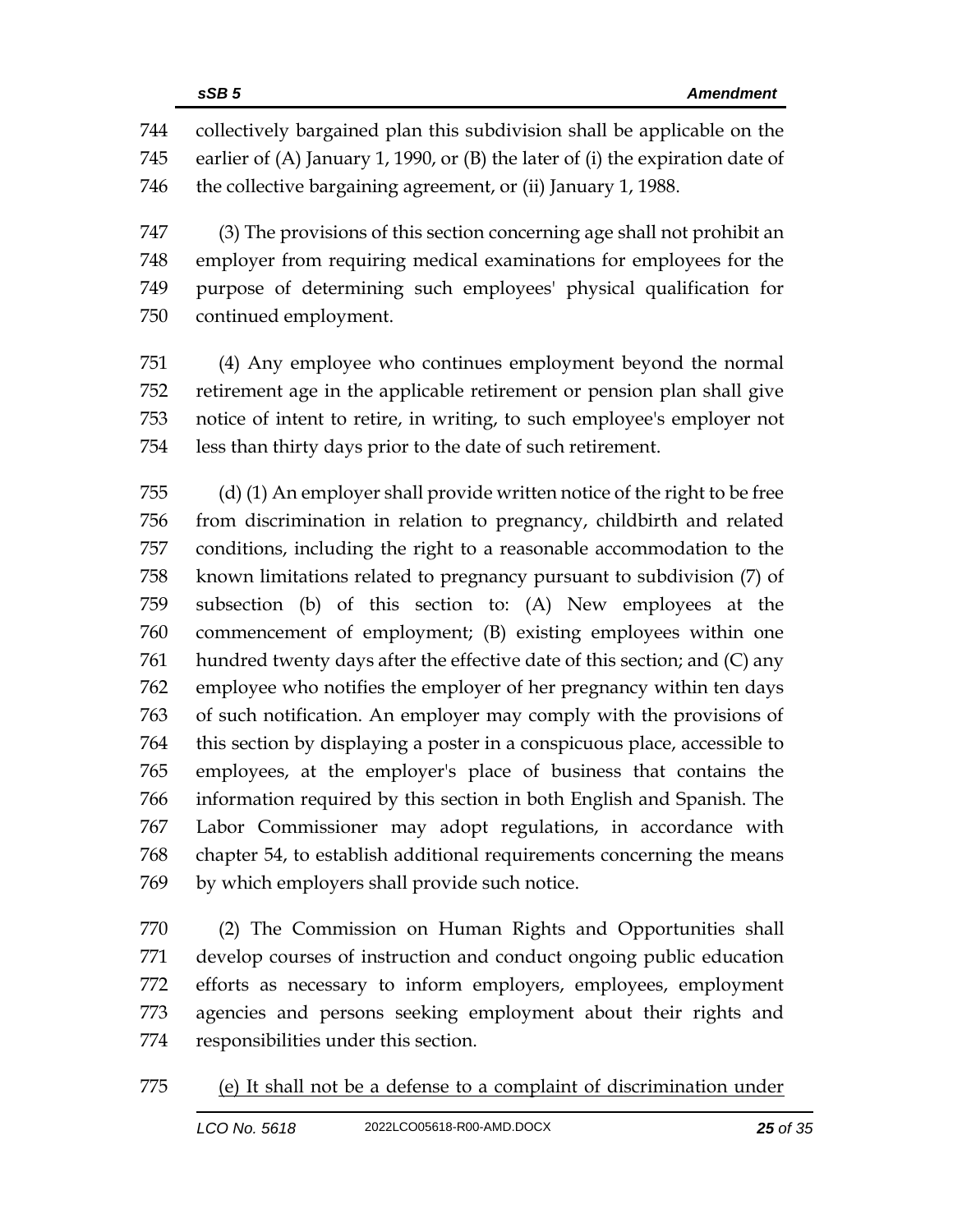collectively bargained plan this subdivision shall be applicable on the earlier of (A) January 1, 1990, or (B) the later of (i) the expiration date of the collective bargaining agreement, or (ii) January 1, 1988.

(3) The provisions of this section concerning age shall not prohibit an employer from requiring medical examinations for employees for the purpose of determining such employees' physical qualification for continued employment.

(4) Any employee who continues employment beyond the normal retirement age in the applicable retirement or pension plan shall give notice of intent to retire, in writing, to such employee's employer not less than thirty days prior to the date of such retirement.

(d) (1) An employer shall provide written notice of the right to be free from discrimination in relation to pregnancy, childbirth and related conditions, including the right to a reasonable accommodation to the known limitations related to pregnancy pursuant to subdivision (7) of subsection (b) of this section to: (A) New employees at the commencement of employment; (B) existing employees within one hundred twenty days after the effective date of this section; and (C) any employee who notifies the employer of her pregnancy within ten days of such notification. An employer may comply with the provisions of this section by displaying a poster in a conspicuous place, accessible to employees, at the employer's place of business that contains the information required by this section in both English and Spanish. The Labor Commissioner may adopt regulations, in accordance with chapter 54, to establish additional requirements concerning the means by which employers shall provide such notice.

(2) The Commission on Human Rights and Opportunities shall develop courses of instruction and conduct ongoing public education efforts as necessary to inform employers, employees, employment agencies and persons seeking employment about their rights and responsibilities under this section.

<u>(e) It shall not be a defense to a complaint of discrimination under</u>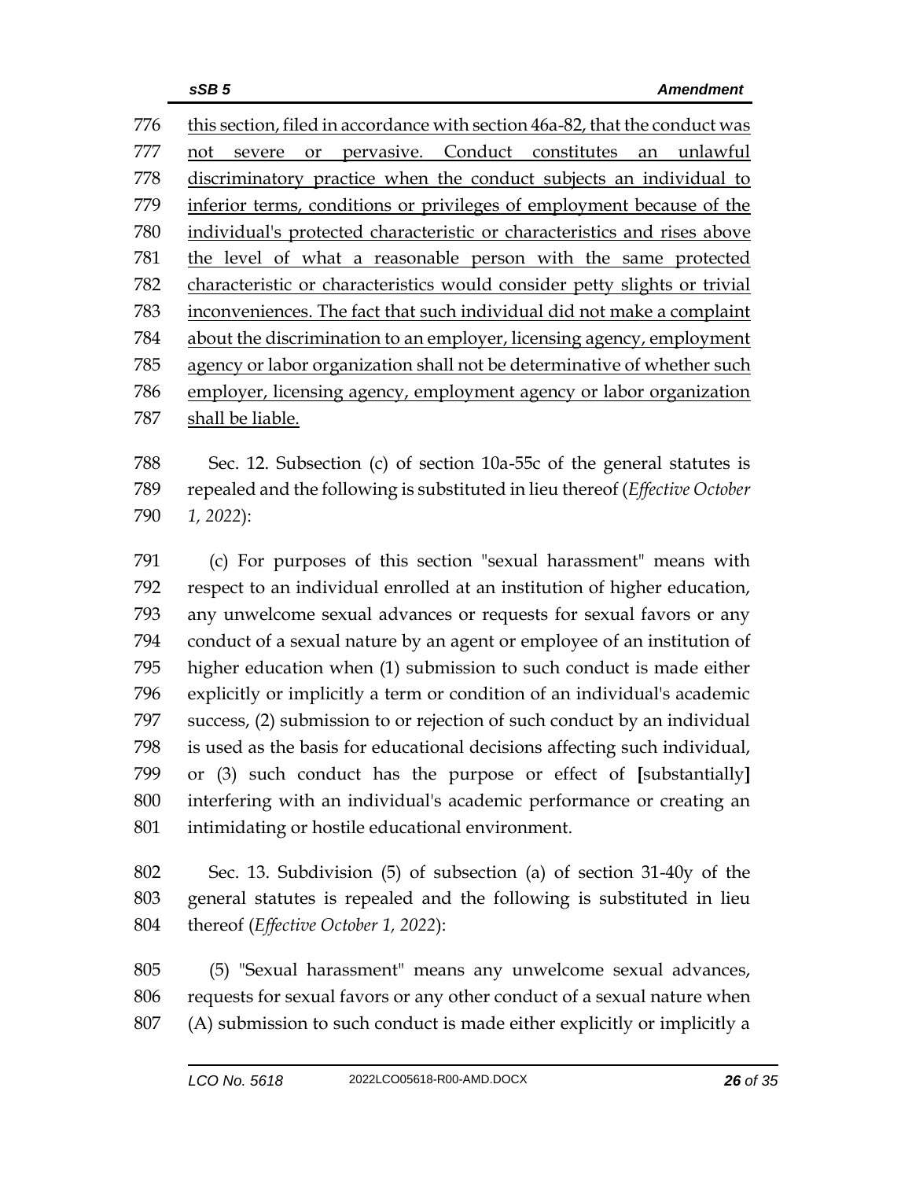this section, filed in accordance with section 46a-82, that the conduct was not severe or pervasive. Conduct constitutes an unlawful discriminatory practice when the conduct subjects an individual to inferior terms, conditions or privileges of employment because of the individual's protected characteristic or characteristics and rises above the level of what a reasonable person with the same protected characteristic or characteristics would consider petty slights or trivial inconveniences. The fact that such individual did not make a complaint about the discrimination to an employer, licensing agency, employment agency or labor organization shall not be determinative of whether such employer, licensing agency, employment agency or labor organization shall be liable.

Sec. 12. Subsection (c) of section 10a-55c of the general statutes is repealed and the following is substituted in lieu thereof (*Effective October 1, 2022*):

(c) For purposes of this section "sexual harassment" means with respect to an individual enrolled at an institution of higher education, any unwelcome sexual advances or requests for sexual favors or any conduct of a sexual nature by an agent or employee of an institution of higher education when (1) submission to such conduct is made either explicitly or implicitly a term or condition of an individual's academic success, (2) submission to or rejection of such conduct by an individual is used as the basis for educational decisions affecting such individual, or (3) such conduct has the purpose or effect of **[**substantially**]** interfering with an individual's academic performance or creating an intimidating or hostile educational environment.

Sec. 13. Subdivision (5) of subsection (a) of section 31-40y of the general statutes is repealed and the following is substituted in lieu thereof (*Effective October 1, 2022*):

(5) "Sexual harassment" means any unwelcome sexual advances, requests for sexual favors or any other conduct of a sexual nature when (A) submission to such conduct is made either explicitly or implicitly a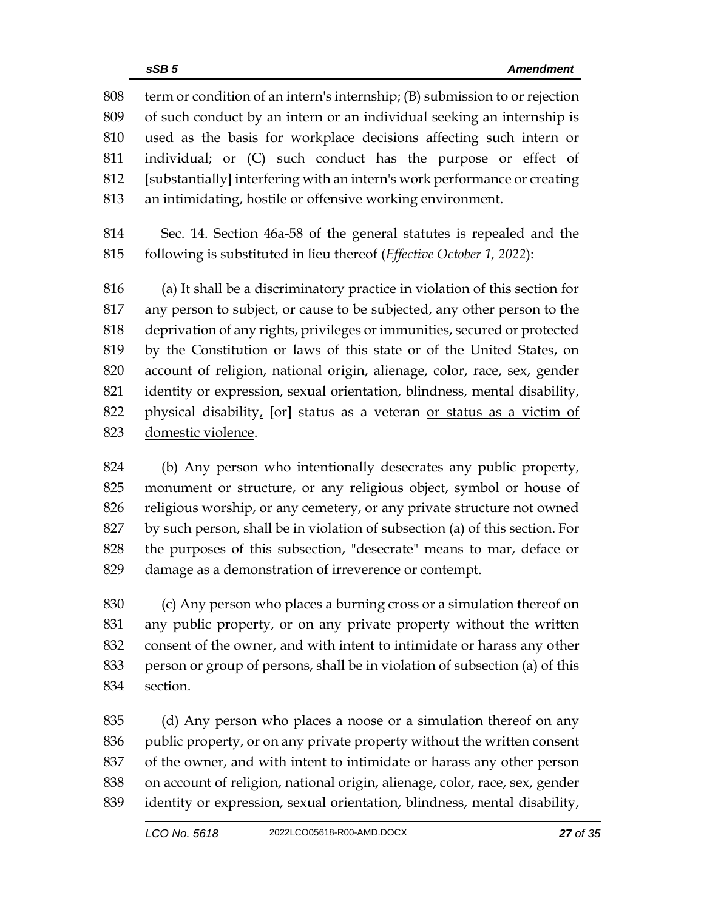term or condition of an intern's internship; (B) submission to or rejection of such conduct by an intern or an individual seeking an internship is used as the basis for workplace decisions affecting such intern or individual; or (C) such conduct has the purpose or effect of [substantially] interfering with an intern's work performance or creating an intimidating, hostile or offensive working environment.

Sec. 14. Section 46a-58 of the general statutes is repealed and the following is substituted in lieu thereof (*Effective October 1, 2022*):

(a) It shall be a discriminatory practice in violation of this section for any person to subject, or cause to be subjected, any other person to the deprivation of any rights, privileges or immunities, secured or protected by the Constitution or laws of this state or of the United States, on account of religion, national origin, alienage, color, race, sex, gender identity or expression, sexual orientation, blindness, mental disability, physical disability, [or] status as a veteran or status as a victim of domestic violence.

(b) Any person who intentionally desecrates any public property, monument or structure, or any religious object, symbol or house of religious worship, or any cemetery, or any private structure not owned by such person, shall be in violation of subsection (a) of this section. For the purposes of this subsection, "desecrate" means to mar, deface or damage as a demonstration of irreverence or contempt.

(c) Any person who places a burning cross or a simulation thereof on any public property, or on any private property without the written consent of the owner, and with intent to intimidate or harass any other person or group of persons, shall be in violation of subsection (a) of this section.

(d) Any person who places a noose or a simulation thereof on any public property, or on any private property without the written consent of the owner, and with intent to intimidate or harass any other person on account of religion, national origin, alienage, color, race, sex, gender identity or expression, sexual orientation, blindness, mental disability,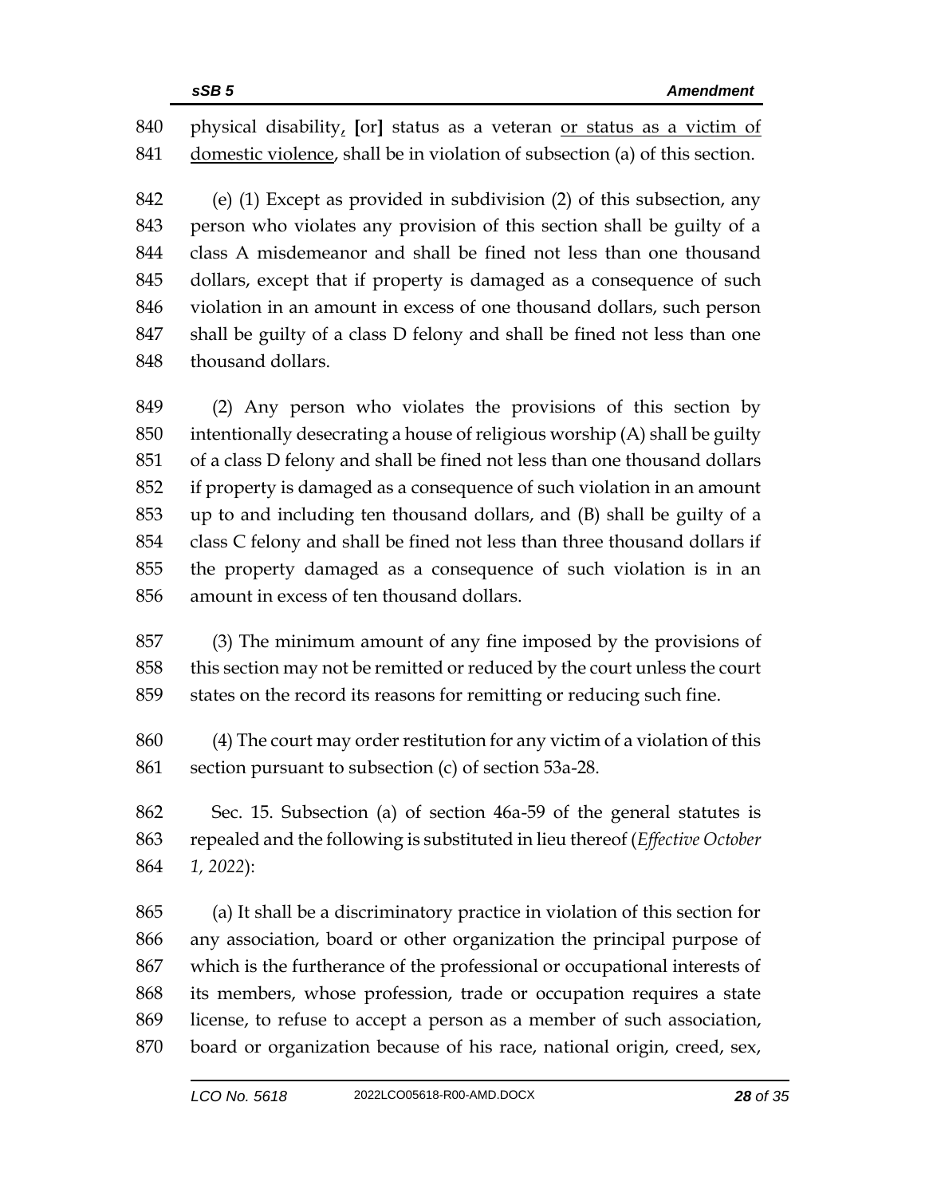physical disability, [or] status as a veteran <u>or status as a victim of domestic violence</u>, shall be in violation of subsection (a) of this section.

(e) (1) Except as provided in subdivision (2) of this subsection, any person who violates any provision of this section shall be guilty of a class A misdemeanor and shall be fined not less than one thousand dollars, except that if property is damaged as a consequence of such violation in an amount in excess of one thousand dollars, such person shall be guilty of a class D felony and shall be fined not less than one thousand dollars.

(2) Any person who violates the provisions of this section by intentionally desecrating a house of religious worship (A) shall be guilty of a class D felony and shall be fined not less than one thousand dollars if property is damaged as a consequence of such violation in an amount up to and including ten thousand dollars, and (B) shall be guilty of a class C felony and shall be fined not less than three thousand dollars if the property damaged as a consequence of such violation is in an amount in excess of ten thousand dollars.

(3) The minimum amount of any fine imposed by the provisions of this section may not be remitted or reduced by the court unless the court states on the record its reasons for remitting or reducing such fine.

(4) The court may order restitution for any victim of a violation of this section pursuant to subsection (c) of section 53a-28.

Sec. 15. Subsection (a) of section 46a-59 of the general statutes is repealed and the following is substituted in lieu thereof (*Effective October 1, 2022*):

(a) It shall be a discriminatory practice in violation of this section for any association, board or other organization the principal purpose of which is the furtherance of the professional or occupational interests of its members, whose profession, trade or occupation requires a state license, to refuse to accept a person as a member of such association, board or organization because of his race, national origin, creed, sex,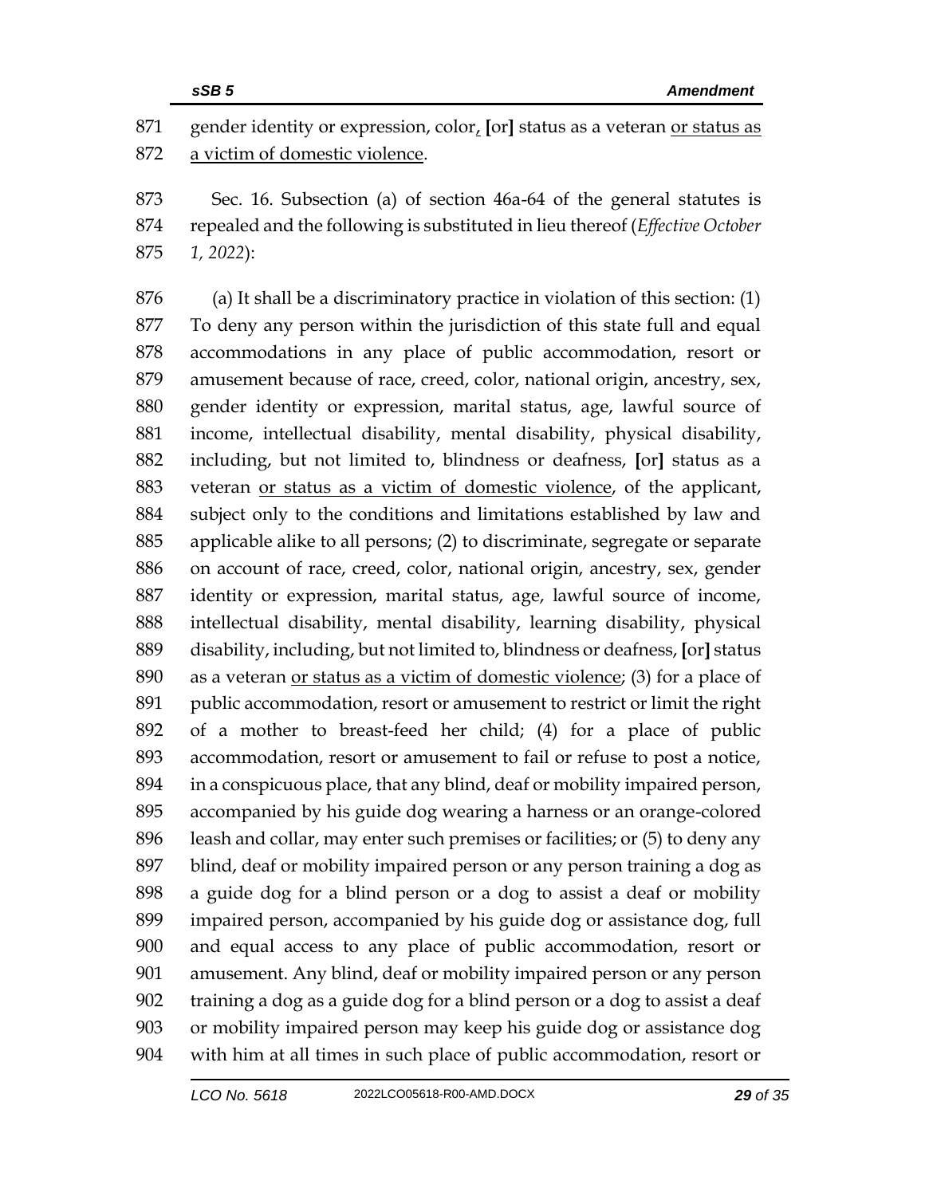gender identity or expression, color<u>,</u> [or] status as a veteran <u>or status as a victim of domestic violence</u>.

Sec. 16. Subsection (a) of section 46a-64 of the general statutes is repealed and the following is substituted in lieu thereof (*Effective October 1, 2022*):

(a) It shall be a discriminatory practice in violation of this section: (1) To deny any person within the jurisdiction of this state full and equal accommodations in any place of public accommodation, resort or amusement because of race, creed, color, national origin, ancestry, sex, gender identity or expression, marital status, age, lawful source of income, intellectual disability, mental disability, physical disability, including, but not limited to, blindness or deafness, [or] status as a veteran <u>or status as a victim of domestic violence</u>, of the applicant, subject only to the conditions and limitations established by law and applicable alike to all persons; (2) to discriminate, segregate or separate on account of race, creed, color, national origin, ancestry, sex, gender identity or expression, marital status, age, lawful source of income, intellectual disability, mental disability, learning disability, physical disability, including, but not limited to, blindness or deafness, [or] status as a veteran <u>or status as a victim of domestic violence</u>; (3) for a place of public accommodation, resort or amusement to restrict or limit the right of a mother to breast-feed her child; (4) for a place of public accommodation, resort or amusement to fail or refuse to post a notice, in a conspicuous place, that any blind, deaf or mobility impaired person, accompanied by his guide dog wearing a harness or an orange-colored leash and collar, may enter such premises or facilities; or (5) to deny any blind, deaf or mobility impaired person or any person training a dog as a guide dog for a blind person or a dog to assist a deaf or mobility impaired person, accompanied by his guide dog or assistance dog, full and equal access to any place of public accommodation, resort or amusement. Any blind, deaf or mobility impaired person or any person training a dog as a guide dog for a blind person or a dog to assist a deaf or mobility impaired person may keep his guide dog or assistance dog with him at all times in such place of public accommodation, resort or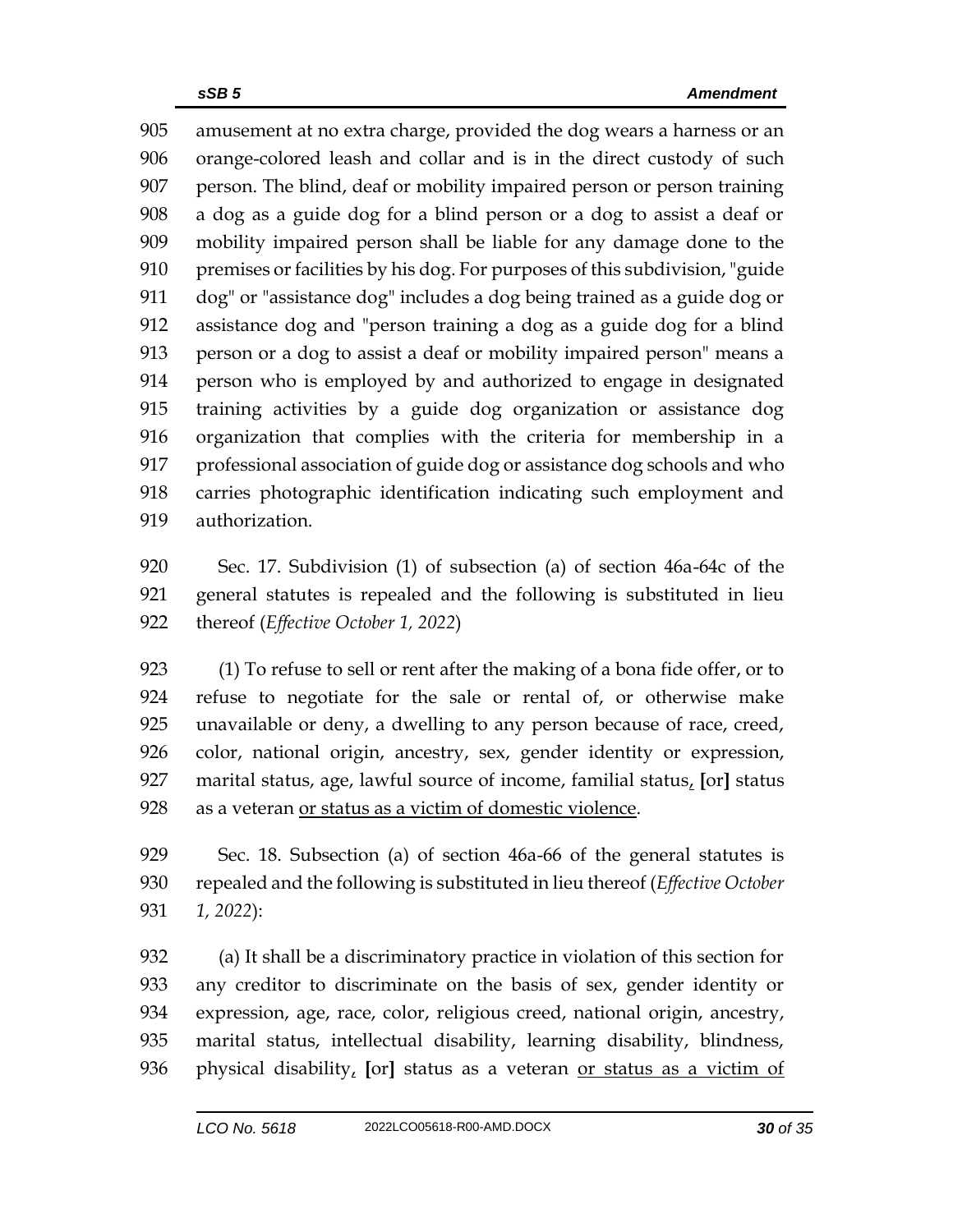905 amusement at no extra charge, provided the dog wears a harness or an
906 orange-colored leash and collar and is in the direct custody of such
907 person. The blind, deaf or mobility impaired person or person training
908 a dog as a guide dog for a blind person or a dog to assist a deaf or
909 mobility impaired person shall be liable for any damage done to the
910 premises or facilities by his dog. For purposes of this subdivision, "guide
911 dog" or "assistance dog" includes a dog being trained as a guide dog or
912 assistance dog and "person training a dog as a guide dog for a blind
913 person or a dog to assist a deaf or mobility impaired person" means a
914 person who is employed by and authorized to engage in designated
915 training activities by a guide dog organization or assistance dog
916 organization that complies with the criteria for membership in a
917 professional association of guide dog or assistance dog schools and who
918 carries photographic identification indicating such employment and
919 authorization.

920 Sec. 17. Subdivision (1) of subsection (a) of section 46a-64c of the
921 general statutes is repealed and the following is substituted in lieu
922 thereof (*Effective October 1, 2022*)

923 (1) To refuse to sell or rent after the making of a bona fide offer, or to
924 refuse to negotiate for the sale or rental of, or otherwise make
925 unavailable or deny, a dwelling to any person because of race, creed,
926 color, national origin, ancestry, sex, gender identity or expression,
927 marital status, age, lawful source of income, familial status<u>,</u> **[**or**]** status
928 as a veteran <u>or status as a victim of domestic violence</u>.

929 Sec. 18. Subsection (a) of section 46a-66 of the general statutes is
930 repealed and the following is substituted in lieu thereof (*Effective October*
931 *1, 2022*):

932 (a) It shall be a discriminatory practice in violation of this section for
933 any creditor to discriminate on the basis of sex, gender identity or
934 expression, age, race, color, religious creed, national origin, ancestry,
935 marital status, intellectual disability, learning disability, blindness,
936 physical disability<u>,</u> **[**or**]** status as a veteran <u>or status as a victim of</u>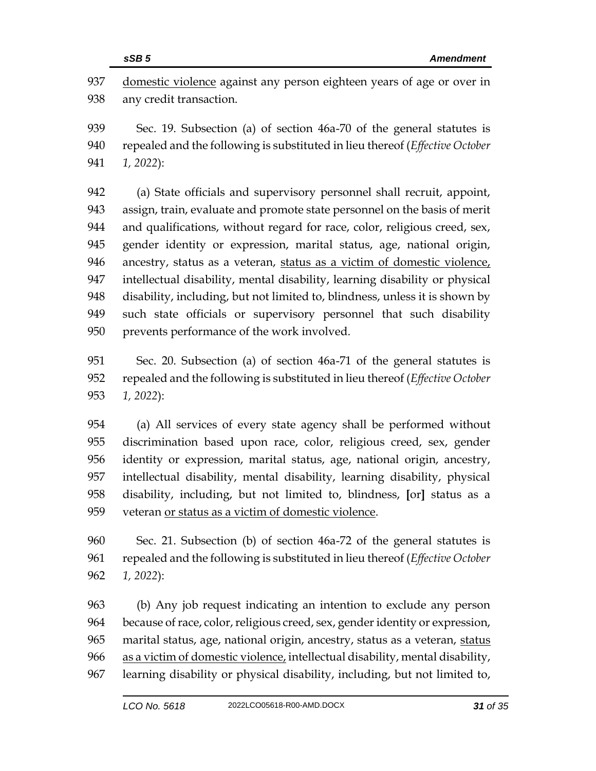domestic violence against any person eighteen years of age or over in any credit transaction.

Sec. 19. Subsection (a) of section 46a-70 of the general statutes is repealed and the following is substituted in lieu thereof (*Effective October 1, 2022*):

(a) State officials and supervisory personnel shall recruit, appoint, assign, train, evaluate and promote state personnel on the basis of merit and qualifications, without regard for race, color, religious creed, sex, gender identity or expression, marital status, age, national origin, ancestry, status as a veteran, <u>status as a victim of domestic violence,</u> intellectual disability, mental disability, learning disability or physical disability, including, but not limited to, blindness, unless it is shown by such state officials or supervisory personnel that such disability prevents performance of the work involved.

Sec. 20. Subsection (a) of section 46a-71 of the general statutes is repealed and the following is substituted in lieu thereof (*Effective October 1, 2022*):

(a) All services of every state agency shall be performed without discrimination based upon race, color, religious creed, sex, gender identity or expression, marital status, age, national origin, ancestry, intellectual disability, mental disability, learning disability, physical disability, including, but not limited to, blindness, **[**or**]** status as a veteran <u>or status as a victim of domestic violence</u>.

Sec. 21. Subsection (b) of section 46a-72 of the general statutes is repealed and the following is substituted in lieu thereof (*Effective October 1, 2022*):

(b) Any job request indicating an intention to exclude any person because of race, color, religious creed, sex, gender identity or expression, marital status, age, national origin, ancestry, status as a veteran, <u>status as a victim of domestic violence,</u> intellectual disability, mental disability, learning disability or physical disability, including, but not limited to,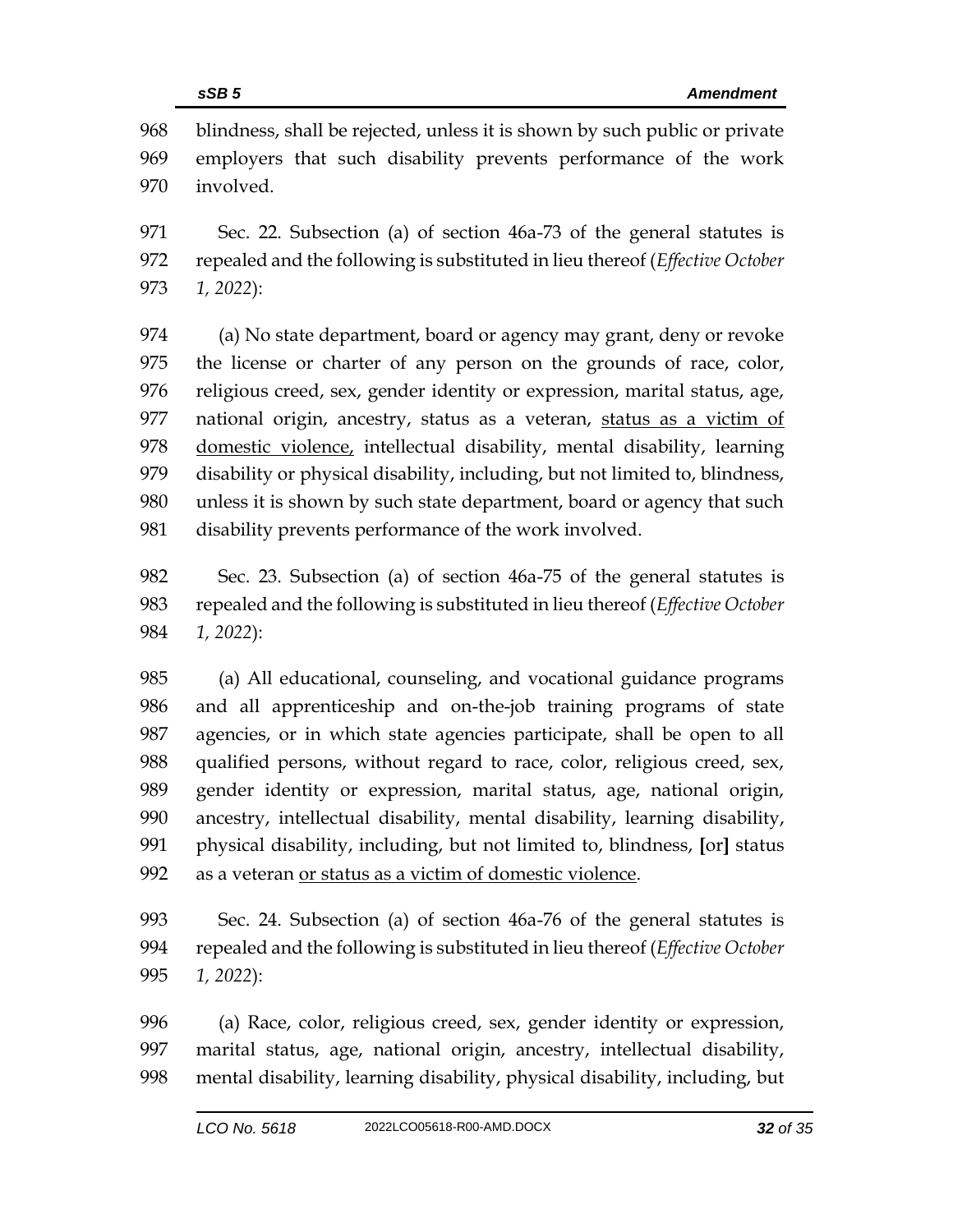blindness, shall be rejected, unless it is shown by such public or private employers that such disability prevents performance of the work involved.

Sec. 22. Subsection (a) of section 46a-73 of the general statutes is repealed and the following is substituted in lieu thereof (*Effective October 1, 2022*):

(a) No state department, board or agency may grant, deny or revoke the license or charter of any person on the grounds of race, color, religious creed, sex, gender identity or expression, marital status, age, national origin, ancestry, status as a veteran, <u>status as a victim of domestic violence,</u> intellectual disability, mental disability, learning disability or physical disability, including, but not limited to, blindness, unless it is shown by such state department, board or agency that such disability prevents performance of the work involved.

Sec. 23. Subsection (a) of section 46a-75 of the general statutes is repealed and the following is substituted in lieu thereof (*Effective October 1, 2022*):

(a) All educational, counseling, and vocational guidance programs and all apprenticeship and on-the-job training programs of state agencies, or in which state agencies participate, shall be open to all qualified persons, without regard to race, color, religious creed, sex, gender identity or expression, marital status, age, national origin, ancestry, intellectual disability, mental disability, learning disability, physical disability, including, but not limited to, blindness, **[**or**]** status as a veteran <u>or status as a victim of domestic violence</u>.

Sec. 24. Subsection (a) of section 46a-76 of the general statutes is repealed and the following is substituted in lieu thereof (*Effective October 1, 2022*):

(a) Race, color, religious creed, sex, gender identity or expression, marital status, age, national origin, ancestry, intellectual disability, mental disability, learning disability, physical disability, including, but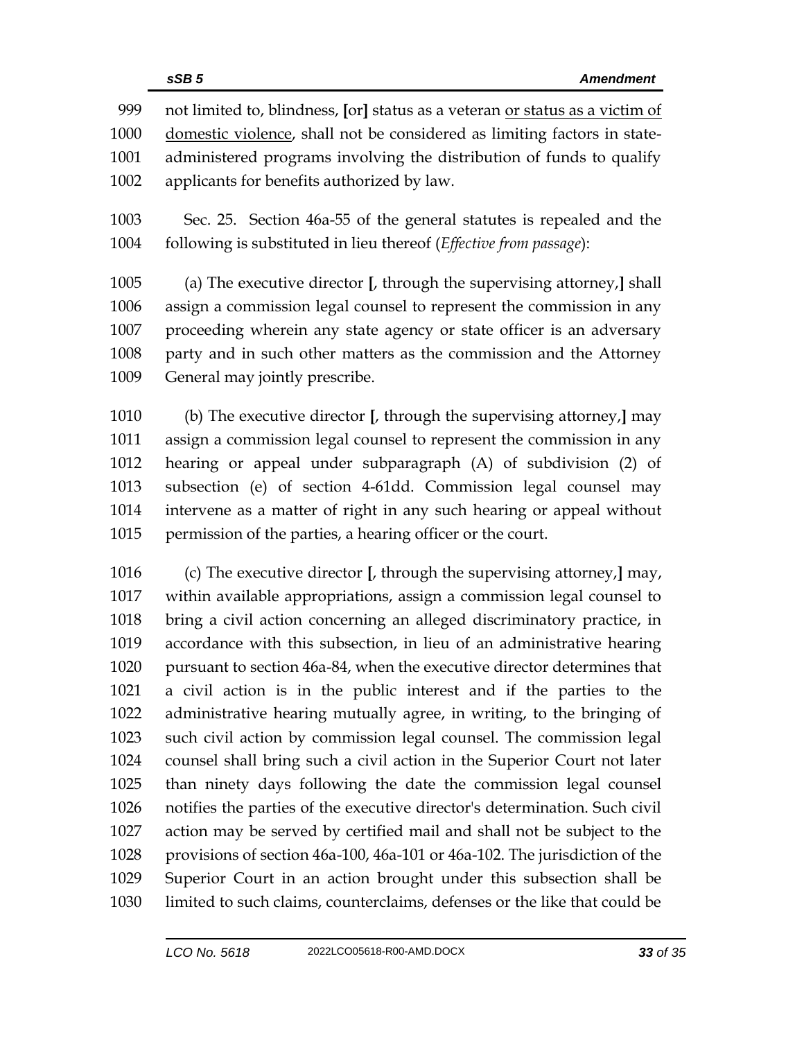not limited to, blindness, [or] status as a veteran <u>or status as a victim of domestic violence</u>, shall not be considered as limiting factors in state-administered programs involving the distribution of funds to qualify applicants for benefits authorized by law.

Sec. 25. Section 46a-55 of the general statutes is repealed and the following is substituted in lieu thereof (*Effective from passage*):

(a) The executive director [, through the supervising attorney,] shall assign a commission legal counsel to represent the commission in any proceeding wherein any state agency or state officer is an adversary party and in such other matters as the commission and the Attorney General may jointly prescribe.

(b) The executive director [, through the supervising attorney,] may assign a commission legal counsel to represent the commission in any hearing or appeal under subparagraph (A) of subdivision (2) of subsection (e) of section 4-61dd. Commission legal counsel may intervene as a matter of right in any such hearing or appeal without permission of the parties, a hearing officer or the court.

(c) The executive director [, through the supervising attorney,] may, within available appropriations, assign a commission legal counsel to bring a civil action concerning an alleged discriminatory practice, in accordance with this subsection, in lieu of an administrative hearing pursuant to section 46a-84, when the executive director determines that a civil action is in the public interest and if the parties to the administrative hearing mutually agree, in writing, to the bringing of such civil action by commission legal counsel. The commission legal counsel shall bring such a civil action in the Superior Court not later than ninety days following the date the commission legal counsel notifies the parties of the executive director's determination. Such civil action may be served by certified mail and shall not be subject to the provisions of section 46a-100, 46a-101 or 46a-102. The jurisdiction of the Superior Court in an action brought under this subsection shall be limited to such claims, counterclaims, defenses or the like that could be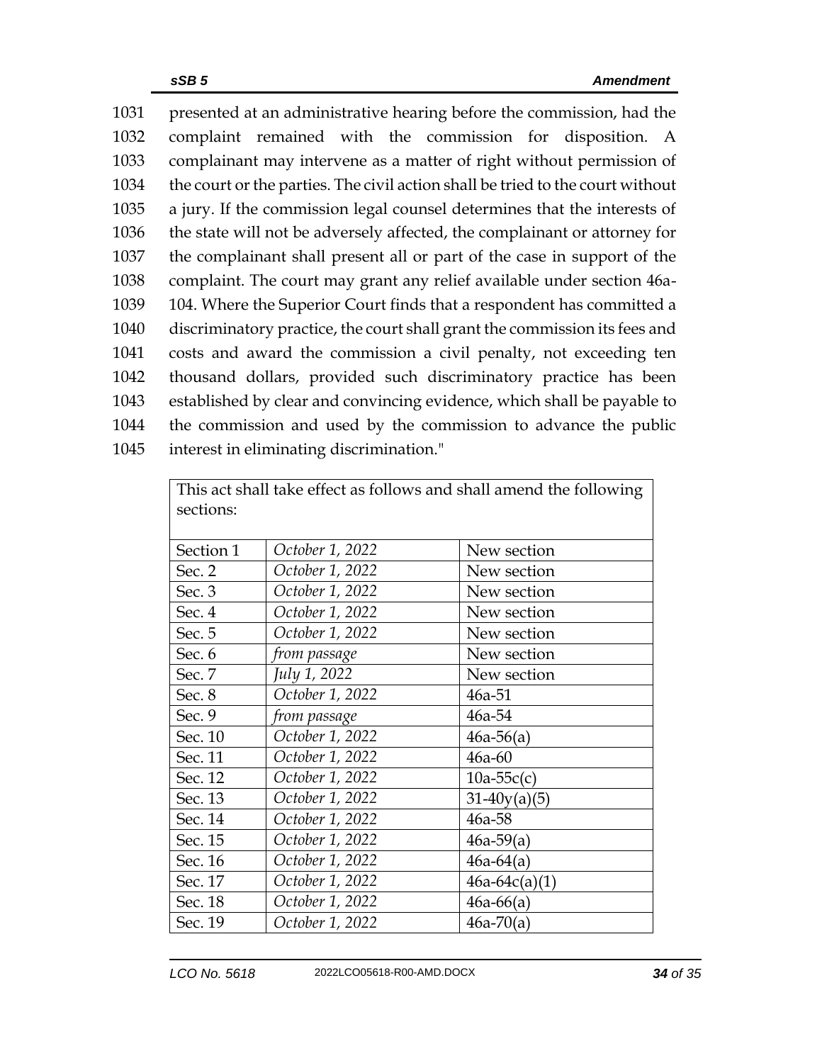1031 presented at an administrative hearing before the commission, had the
1032 complaint remained with the commission for disposition. A
1033 complainant may intervene as a matter of right without permission of
1034 the court or the parties. The civil action shall be tried to the court without
1035 a jury. If the commission legal counsel determines that the interests of
1036 the state will not be adversely affected, the complainant or attorney for
1037 the complainant shall present all or part of the case in support of the
1038 complaint. The court may grant any relief available under section 46a-
1039 104. Where the Superior Court finds that a respondent has committed a
1040 discriminatory practice, the court shall grant the commission its fees and
1041 costs and award the commission a civil penalty, not exceeding ten
1042 thousand dollars, provided such discriminatory practice has been
1043 established by clear and convincing evidence, which shall be payable to
1044 the commission and used by the commission to advance the public
1045 interest in eliminating discrimination."

| This act shall take effect as follows and shall amend the following sections: | | |
|---|---|---|
| Section 1 | *October 1, 2022* | New section |
| Sec. 2 | *October 1, 2022* | New section |
| Sec. 3 | *October 1, 2022* | New section |
| Sec. 4 | *October 1, 2022* | New section |
| Sec. 5 | *October 1, 2022* | New section |
| Sec. 6 | *from passage* | New section |
| Sec. 7 | *July 1, 2022* | New section |
| Sec. 8 | *October 1, 2022* | 46a-51 |
| Sec. 9 | *from passage* | 46a-54 |
| Sec. 10 | *October 1, 2022* | 46a-56(a) |
| Sec. 11 | *October 1, 2022* | 46a-60 |
| Sec. 12 | *October 1, 2022* | 10a-55c(c) |
| Sec. 13 | *October 1, 2022* | 31-40y(a)(5) |
| Sec. 14 | *October 1, 2022* | 46a-58 |
| Sec. 15 | *October 1, 2022* | 46a-59(a) |
| Sec. 16 | *October 1, 2022* | 46a-64(a) |
| Sec. 17 | *October 1, 2022* | 46a-64c(a)(1) |
| Sec. 18 | *October 1, 2022* | 46a-66(a) |
| Sec. 19 | *October 1, 2022* | 46a-70(a) |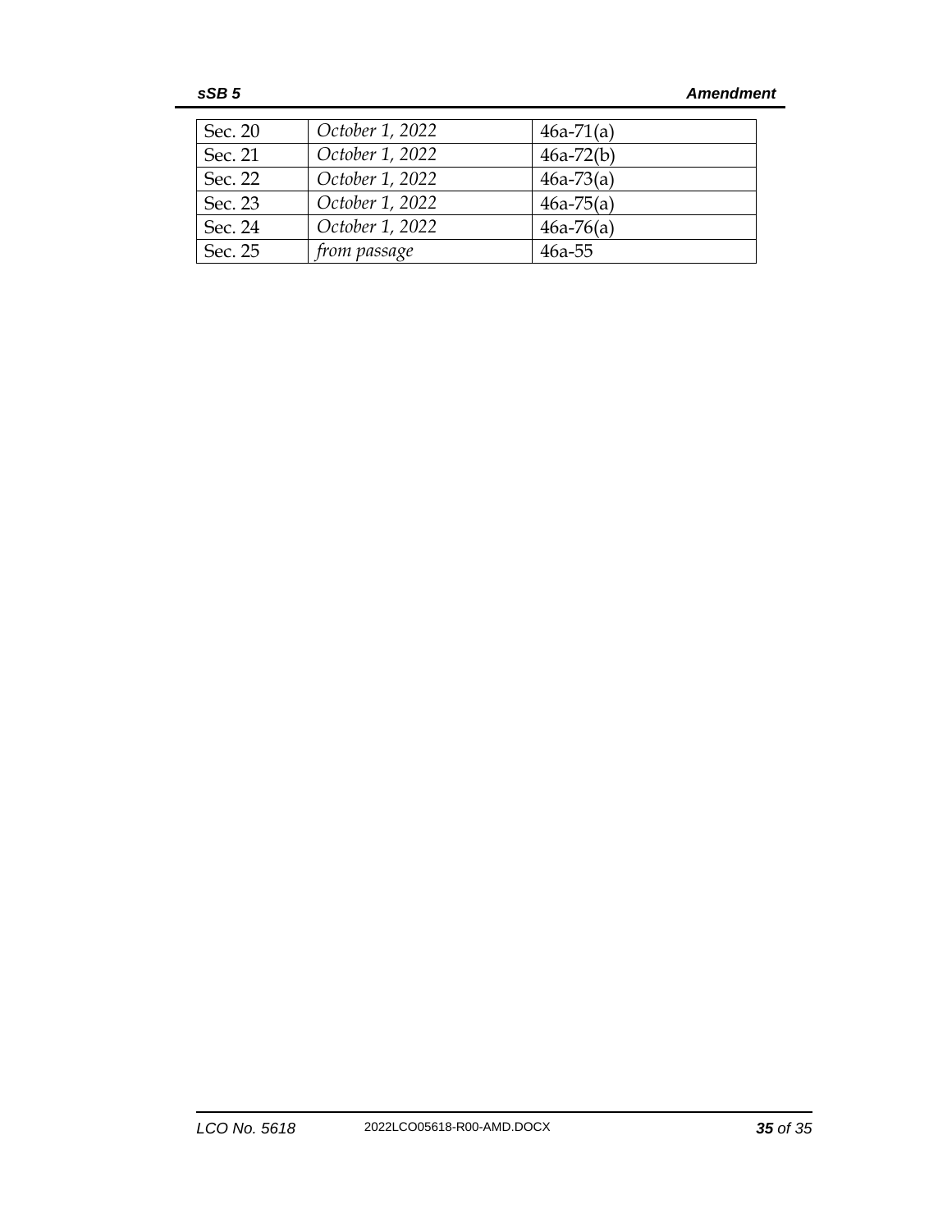| | | |
|---|---|---|
| Sec. 20 | *October 1, 2022* | 46a-71(a) |
| Sec. 21 | *October 1, 2022* | 46a-72(b) |
| Sec. 22 | *October 1, 2022* | 46a-73(a) |
| Sec. 23 | *October 1, 2022* | 46a-75(a) |
| Sec. 24 | *October 1, 2022* | 46a-76(a) |
| Sec. 25 | *from passage* | 46a-55 |